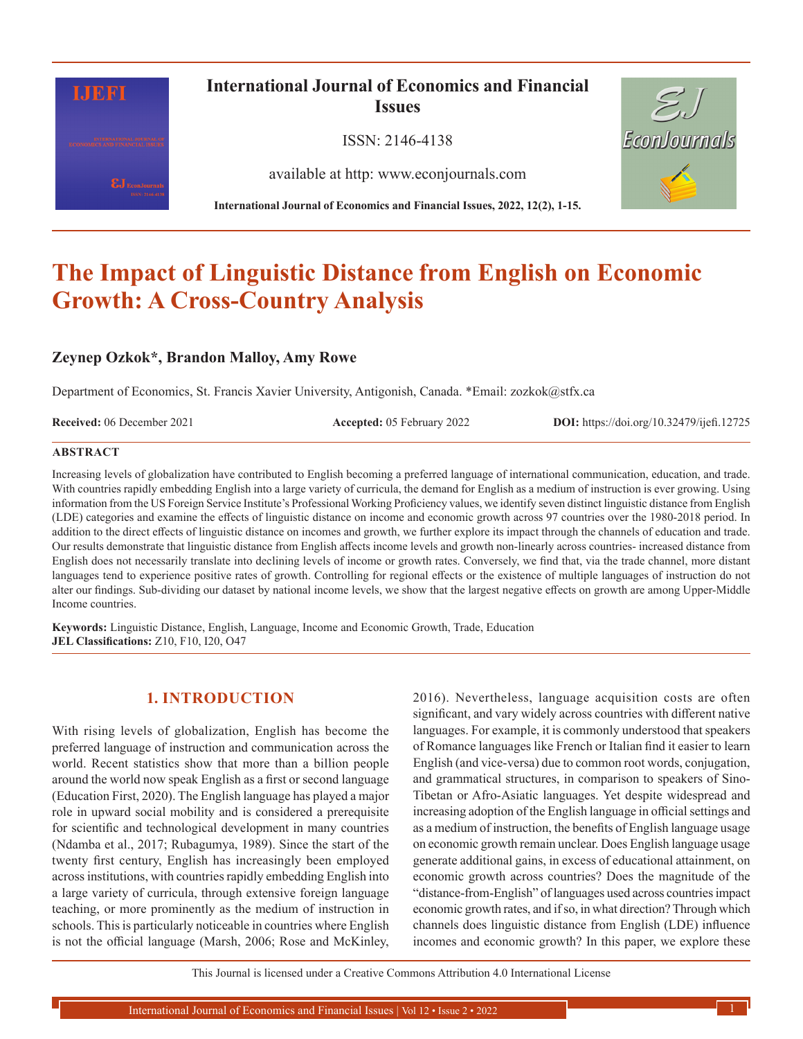International Journal of Economics and Financial Issues

ISSN: 2146-4138

available at http: www.econjournals.com

International Journal of Economics and Financial Issues, 2022, 12(2), 1-15.

# The Impact of Linguistic Distance from English on Economic Growth: A Cross-Country Analysis

**Zeynep Ozkok*, Brandon Malloy, Amy Rowe**

Department of Economics, St. Francis Xavier University, Antigonish, Canada. *Email: zozkok@stfx.ca

**Received:** 06 December 2021 **Accepted:** 05 February 2022 **DOI:** https://doi.org/10.32479/ijefi.12725

## ABSTRACT

Increasing levels of globalization have contributed to English becoming a preferred language of international communication, education, and trade. With countries rapidly embedding English into a large variety of curricula, the demand for English as a medium of instruction is ever growing. Using information from the US Foreign Service Institute's Professional Working Proficiency values, we identify seven distinct linguistic distance from English (LDE) categories and examine the effects of linguistic distance on income and economic growth across 97 countries over the 1980-2018 period. In addition to the direct effects of linguistic distance on incomes and growth, we further explore its impact through the channels of education and trade. Our results demonstrate that linguistic distance from English affects income levels and growth non-linearly across countries- increased distance from English does not necessarily translate into declining levels of income or growth rates. Conversely, we find that, via the trade channel, more distant languages tend to experience positive rates of growth. Controlling for regional effects or the existence of multiple languages of instruction do not alter our findings. Sub-dividing our dataset by national income levels, we show that the largest negative effects on growth are among Upper-Middle Income countries.

**Keywords:** Linguistic Distance, English, Language, Income and Economic Growth, Trade, Education
**JEL Classifications:** Z10, F10, I20, O47

## 1. INTRODUCTION

With rising levels of globalization, English has become the preferred language of instruction and communication across the world. Recent statistics show that more than a billion people around the world now speak English as a first or second language (Education First, 2020). The English language has played a major role in upward social mobility and is considered a prerequisite for scientific and technological development in many countries (Ndamba et al., 2017; Rubagumya, 1989). Since the start of the twenty first century, English has increasingly been employed across institutions, with countries rapidly embedding English into a large variety of curricula, through extensive foreign language teaching, or more prominently as the medium of instruction in schools. This is particularly noticeable in countries where English is not the official language (Marsh, 2006; Rose and McKinley, 2016). Nevertheless, language acquisition costs are often significant, and vary widely across countries with different native languages. For example, it is commonly understood that speakers of Romance languages like French or Italian find it easier to learn English (and vice-versa) due to common root words, conjugation, and grammatical structures, in comparison to speakers of Sino-Tibetan or Afro-Asiatic languages. Yet despite widespread and increasing adoption of the English language in official settings and as a medium of instruction, the benefits of English language usage on economic growth remain unclear. Does English language usage generate additional gains, in excess of educational attainment, on economic growth across countries? Does the magnitude of the "distance-from-English" of languages used across countries impact economic growth rates, and if so, in what direction? Through which channels does linguistic distance from English (LDE) influence incomes and economic growth? In this paper, we explore these

This Journal is licensed under a Creative Commons Attribution 4.0 International License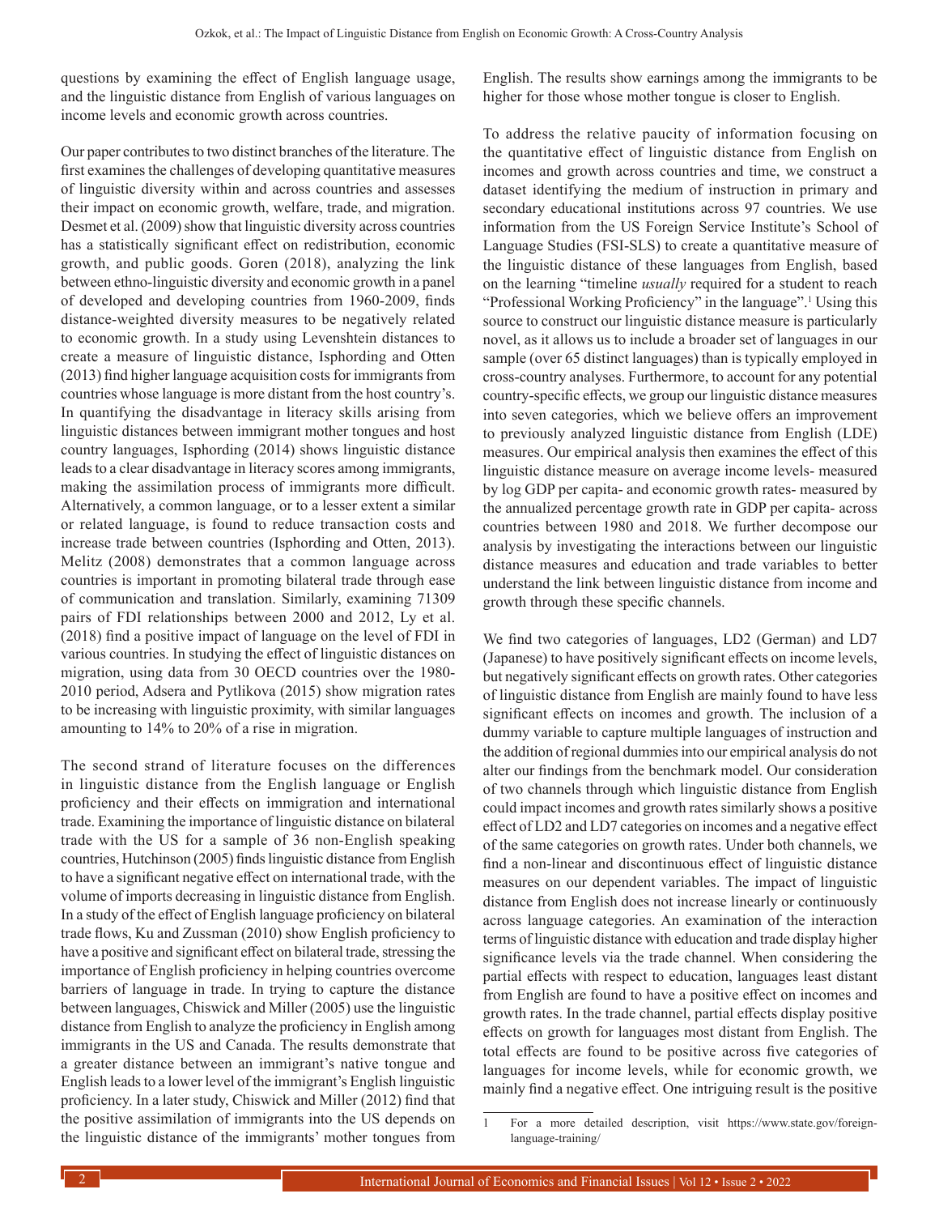questions by examining the effect of English language usage, and the linguistic distance from English of various languages on income levels and economic growth across countries.

Our paper contributes to two distinct branches of the literature. The first examines the challenges of developing quantitative measures of linguistic diversity within and across countries and assesses their impact on economic growth, welfare, trade, and migration. Desmet et al. (2009) show that linguistic diversity across countries has a statistically significant effect on redistribution, economic growth, and public goods. Goren (2018), analyzing the link between ethno-linguistic diversity and economic growth in a panel of developed and developing countries from 1960-2009, finds distance-weighted diversity measures to be negatively related to economic growth. In a study using Levenshtein distances to create a measure of linguistic distance, Isphording and Otten (2013) find higher language acquisition costs for immigrants from countries whose language is more distant from the host country's. In quantifying the disadvantage in literacy skills arising from linguistic distances between immigrant mother tongues and host country languages, Isphording (2014) shows linguistic distance leads to a clear disadvantage in literacy scores among immigrants, making the assimilation process of immigrants more difficult. Alternatively, a common language, or to a lesser extent a similar or related language, is found to reduce transaction costs and increase trade between countries (Isphording and Otten, 2013). Melitz (2008) demonstrates that a common language across countries is important in promoting bilateral trade through ease of communication and translation. Similarly, examining 71309 pairs of FDI relationships between 2000 and 2012, Ly et al. (2018) find a positive impact of language on the level of FDI in various countries. In studying the effect of linguistic distances on migration, using data from 30 OECD countries over the 1980-2010 period, Adsera and Pytlikova (2015) show migration rates to be increasing with linguistic proximity, with similar languages amounting to 14% to 20% of a rise in migration.

The second strand of literature focuses on the differences in linguistic distance from the English language or English proficiency and their effects on immigration and international trade. Examining the importance of linguistic distance on bilateral trade with the US for a sample of 36 non-English speaking countries, Hutchinson (2005) finds linguistic distance from English to have a significant negative effect on international trade, with the volume of imports decreasing in linguistic distance from English. In a study of the effect of English language proficiency on bilateral trade flows, Ku and Zussman (2010) show English proficiency to have a positive and significant effect on bilateral trade, stressing the importance of English proficiency in helping countries overcome barriers of language in trade. In trying to capture the distance between languages, Chiswick and Miller (2005) use the linguistic distance from English to analyze the proficiency in English among immigrants in the US and Canada. The results demonstrate that a greater distance between an immigrant's native tongue and English leads to a lower level of the immigrant's English linguistic proficiency. In a later study, Chiswick and Miller (2012) find that the positive assimilation of immigrants into the US depends on the linguistic distance of the immigrants' mother tongues from English. The results show earnings among the immigrants to be higher for those whose mother tongue is closer to English.

To address the relative paucity of information focusing on the quantitative effect of linguistic distance from English on incomes and growth across countries and time, we construct a dataset identifying the medium of instruction in primary and secondary educational institutions across 97 countries. We use information from the US Foreign Service Institute's School of Language Studies (FSI-SLS) to create a quantitative measure of the linguistic distance of these languages from English, based on the learning "timeline *usually* required for a student to reach "Professional Working Proficiency" in the language".[1] Using this source to construct our linguistic distance measure is particularly novel, as it allows us to include a broader set of languages in our sample (over 65 distinct languages) than is typically employed in cross-country analyses. Furthermore, to account for any potential country-specific effects, we group our linguistic distance measures into seven categories, which we believe offers an improvement to previously analyzed linguistic distance from English (LDE) measures. Our empirical analysis then examines the effect of this linguistic distance measure on average income levels- measured by log GDP per capita- and economic growth rates- measured by the annualized percentage growth rate in GDP per capita- across countries between 1980 and 2018. We further decompose our analysis by investigating the interactions between our linguistic distance measures and education and trade variables to better understand the link between linguistic distance from income and growth through these specific channels.

We find two categories of languages, LD2 (German) and LD7 (Japanese) to have positively significant effects on income levels, but negatively significant effects on growth rates. Other categories of linguistic distance from English are mainly found to have less significant effects on incomes and growth. The inclusion of a dummy variable to capture multiple languages of instruction and the addition of regional dummies into our empirical analysis do not alter our findings from the benchmark model. Our consideration of two channels through which linguistic distance from English could impact incomes and growth rates similarly shows a positive effect of LD2 and LD7 categories on incomes and a negative effect of the same categories on growth rates. Under both channels, we find a non-linear and discontinuous effect of linguistic distance measures on our dependent variables. The impact of linguistic distance from English does not increase linearly or continuously across language categories. An examination of the interaction terms of linguistic distance with education and trade display higher significance levels via the trade channel. When considering the partial effects with respect to education, languages least distant from English are found to have a positive effect on incomes and growth rates. In the trade channel, partial effects display positive effects on growth for languages most distant from English. The total effects are found to be positive across five categories of languages for income levels, while for economic growth, we mainly find a negative effect. One intriguing result is the positive

[1] For a more detailed description, visit https://www.state.gov/foreign-language-training/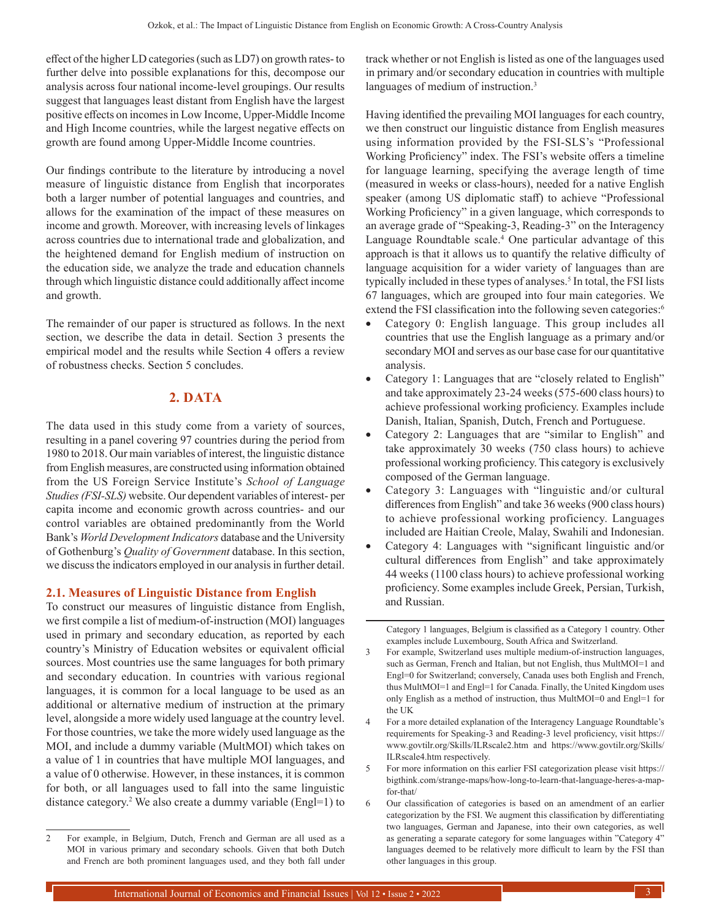effect of the higher LD categories (such as LD7) on growth rates- to further delve into possible explanations for this, decompose our analysis across four national income-level groupings. Our results suggest that languages least distant from English have the largest positive effects on incomes in Low Income, Upper-Middle Income and High Income countries, while the largest negative effects on growth are found among Upper-Middle Income countries.

Our findings contribute to the literature by introducing a novel measure of linguistic distance from English that incorporates both a larger number of potential languages and countries, and allows for the examination of the impact of these measures on income and growth. Moreover, with increasing levels of linkages across countries due to international trade and globalization, and the heightened demand for English medium of instruction on the education side, we analyze the trade and education channels through which linguistic distance could additionally affect income and growth.

The remainder of our paper is structured as follows. In the next section, we describe the data in detail. Section 3 presents the empirical model and the results while Section 4 offers a review of robustness checks. Section 5 concludes.

## 2. DATA

The data used in this study come from a variety of sources, resulting in a panel covering 97 countries during the period from 1980 to 2018. Our main variables of interest, the linguistic distance from English measures, are constructed using information obtained from the US Foreign Service Institute's *School of Language Studies (FSI-SLS)* website. Our dependent variables of interest- per capita income and economic growth across countries- and our control variables are obtained predominantly from the World Bank's *World Development Indicators* database and the University of Gothenburg's *Quality of Government* database. In this section, we discuss the indicators employed in our analysis in further detail.

### 2.1. Measures of Linguistic Distance from English

To construct our measures of linguistic distance from English, we first compile a list of medium-of-instruction (MOI) languages used in primary and secondary education, as reported by each country's Ministry of Education websites or equivalent official sources. Most countries use the same languages for both primary and secondary education. In countries with various regional languages, it is common for a local language to be used as an additional or alternative medium of instruction at the primary level, alongside a more widely used language at the country level. For those countries, we take the more widely used language as the MOI, and include a dummy variable (MultMOI) which takes on a value of 1 in countries that have multiple MOI languages, and a value of 0 otherwise. However, in these instances, it is common for both, or all languages used to fall into the same linguistic distance category.[2] We also create a dummy variable (Engl=1) to track whether or not English is listed as one of the languages used in primary and/or secondary education in countries with multiple languages of medium of instruction.[3]

Having identified the prevailing MOI languages for each country, we then construct our linguistic distance from English measures using information provided by the FSI-SLS's "Professional Working Proficiency" index. The FSI's website offers a timeline for language learning, specifying the average length of time (measured in weeks or class-hours), needed for a native English speaker (among US diplomatic staff) to achieve "Professional Working Proficiency" in a given language, which corresponds to an average grade of "Speaking-3, Reading-3" on the Interagency Language Roundtable scale.[4] One particular advantage of this approach is that it allows us to quantify the relative difficulty of language acquisition for a wider variety of languages than are typically included in these types of analyses.[5] In total, the FSI lists 67 languages, which are grouped into four main categories. We extend the FSI classification into the following seven categories:[6]

- Category 0: English language. This group includes all countries that use the English language as a primary and/or secondary MOI and serves as our base case for our quantitative analysis.
- Category 1: Languages that are "closely related to English" and take approximately 23-24 weeks (575-600 class hours) to achieve professional working proficiency. Examples include Danish, Italian, Spanish, Dutch, French and Portuguese.
- Category 2: Languages that are "similar to English" and take approximately 30 weeks (750 class hours) to achieve professional working proficiency. This category is exclusively composed of the German language.
- Category 3: Languages with "linguistic and/or cultural differences from English" and take 36 weeks (900 class hours) to achieve professional working proficiency. Languages included are Haitian Creole, Malay, Swahili and Indonesian.
- Category 4: Languages with "significant linguistic and/or cultural differences from English" and take approximately 44 weeks (1100 class hours) to achieve professional working proficiency. Some examples include Greek, Persian, Turkish, and Russian.

---

2 For example, in Belgium, Dutch, French and German are all used as a MOI in various primary and secondary schools. Given that both Dutch and French are both prominent languages used, and they both fall under Category 1 languages, Belgium is classified as a Category 1 country. Other examples include Luxembourg, South Africa and Switzerland.

3 For example, Switzerland uses multiple medium-of-instruction languages, such as German, French and Italian, but not English, thus MultMOI=1 and Engl=0 for Switzerland; conversely, Canada uses both English and French, thus MultMOI=1 and Engl=1 for Canada. Finally, the United Kingdom uses only English as a method of instruction, thus MultMOI=0 and Engl=1 for the UK

4 For a more detailed explanation of the Interagency Language Roundtable's requirements for Speaking-3 and Reading-3 level proficiency, visit https://www.govtilr.org/Skills/ILRscale2.htm and https://www.govtilr.org/Skills/ILRscale4.htm respectively.

5 For more information on this earlier FSI categorization please visit https://bigthink.com/strange-maps/how-long-to-learn-that-language-heres-a-map-for-that/

6 Our classification of categories is based on an amendment of an earlier categorization by the FSI. We augment this classification by differentiating two languages, German and Japanese, into their own categories, as well as generating a separate category for some languages within "Category 4" languages deemed to be relatively more difficult to learn by the FSI than other languages in this group.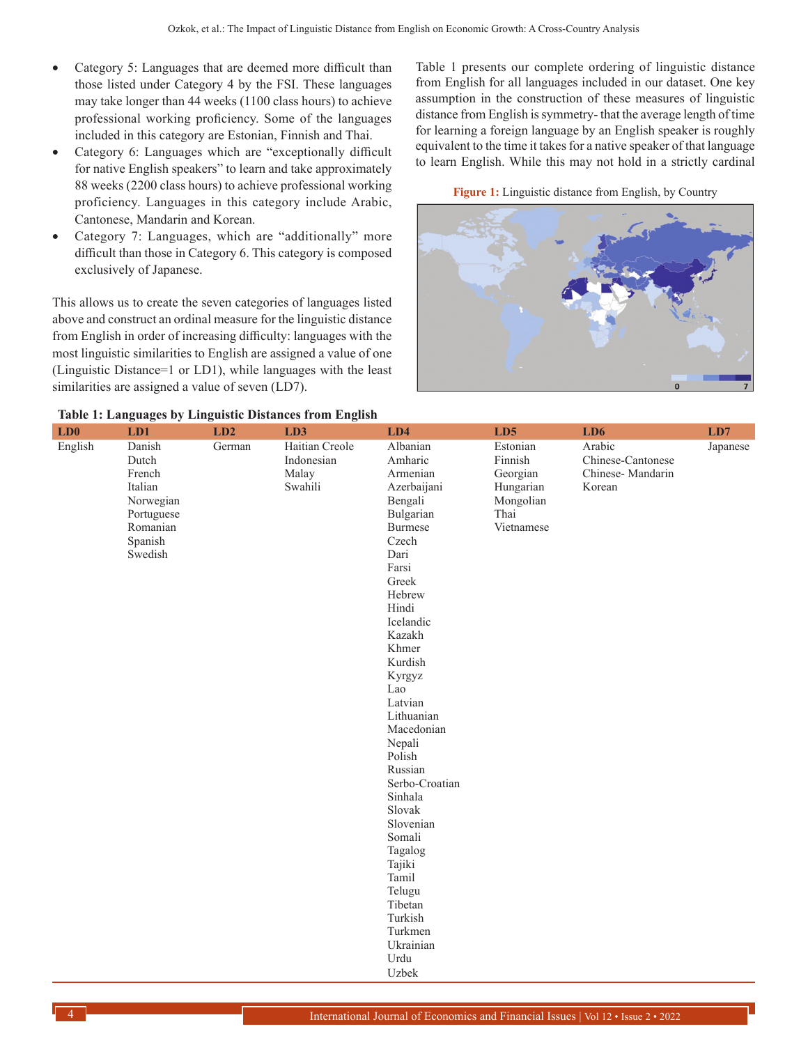- Category 5: Languages that are deemed more difficult than those listed under Category 4 by the FSI. These languages may take longer than 44 weeks (1100 class hours) to achieve professional working proficiency. Some of the languages included in this category are Estonian, Finnish and Thai.
- Category 6: Languages which are "exceptionally difficult for native English speakers" to learn and take approximately 88 weeks (2200 class hours) to achieve professional working proficiency. Languages in this category include Arabic, Cantonese, Mandarin and Korean.
- Category 7: Languages, which are "additionally" more difficult than those in Category 6. This category is composed exclusively of Japanese.

This allows us to create the seven categories of languages listed above and construct an ordinal measure for the linguistic distance from English in order of increasing difficulty: languages with the most linguistic similarities to English are assigned a value of one (Linguistic Distance=1 or LD1), while languages with the least similarities are assigned a value of seven (LD7).

Table 1 presents our complete ordering of linguistic distance from English for all languages included in our dataset. One key assumption in the construction of these measures of linguistic distance from English is symmetry- that the average length of time for learning a foreign language by an English speaker is roughly equivalent to the time it takes for a native speaker of that language to learn English. While this may not hold in a strictly cardinal

**Figure 1:** Linguistic distance from English, by Country

**Table 1: Languages by Linguistic Distances from English**

| LD0 | LD1 | LD2 | LD3 | LD4 | LD5 | LD6 | LD7 |
|---|---|---|---|---|---|---|---|
| English | Danish | German | Haitian Creole | Albanian | Estonian | Arabic | Japanese |
| | Dutch | | Indonesian | Amharic | Finnish | Chinese-Cantonese | |
| | French | | Malay | Armenian | Georgian | Chinese- Mandarin | |
| | Italian | | Swahili | Azerbaijani | Hungarian | Korean | |
| | Norwegian | | | Bengali | Mongolian | | |
| | Portuguese | | | Bulgarian | Thai | | |
| | Romanian | | | Burmese | Vietnamese | | |
| | Spanish | | | Czech | | | |
| | Swedish | | | Dari | | | |
| | | | | Farsi | | | |
| | | | | Greek | | | |
| | | | | Hebrew | | | |
| | | | | Hindi | | | |
| | | | | Icelandic | | | |
| | | | | Kazakh | | | |
| | | | | Khmer | | | |
| | | | | Kurdish | | | |
| | | | | Kyrgyz | | | |
| | | | | Lao | | | |
| | | | | Latvian | | | |
| | | | | Lithuanian | | | |
| | | | | Macedonian | | | |
| | | | | Nepali | | | |
| | | | | Polish | | | |
| | | | | Russian | | | |
| | | | | Serbo-Croatian | | | |
| | | | | Sinhala | | | |
| | | | | Slovak | | | |
| | | | | Slovenian | | | |
| | | | | Somali | | | |
| | | | | Tagalog | | | |
| | | | | Tajiki | | | |
| | | | | Tamil | | | |
| | | | | Telugu | | | |
| | | | | Tibetan | | | |
| | | | | Turkish | | | |
| | | | | Turkmen | | | |
| | | | | Ukrainian | | | |
| | | | | Urdu | | | |
| | | | | Uzbek | | | |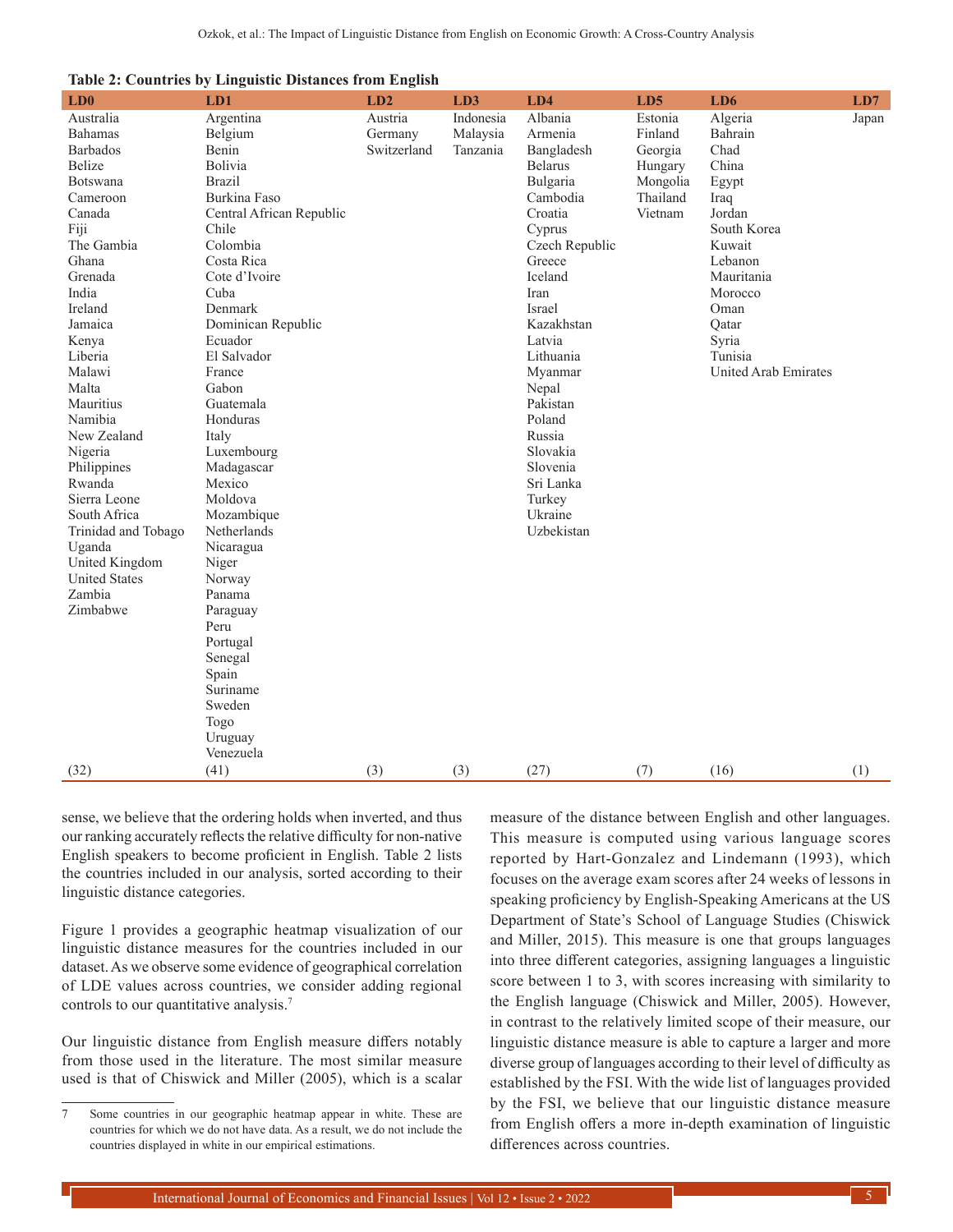**Table 2: Countries by Linguistic Distances from English**

| LD0 | LD1 | LD2 | LD3 | LD4 | LD5 | LD6 | LD7 |
|---|---|---|---|---|---|---|---|
| Australia | Argentina | Austria | Indonesia | Albania | Estonia | Algeria | Japan |
| Bahamas | Belgium | Germany | Malaysia | Armenia | Finland | Bahrain | |
| Barbados | Benin | Switzerland | Tanzania | Bangladesh | Georgia | Chad | |
| Belize | Bolivia | | | Belarus | Hungary | China | |
| Botswana | Brazil | | | Bulgaria | Mongolia | Egypt | |
| Cameroon | Burkina Faso | | | Cambodia | Thailand | Iraq | |
| Canada | Central African Republic | | | Croatia | Vietnam | Jordan | |
| Fiji | Chile | | | Cyprus | | South Korea | |
| The Gambia | Colombia | | | Czech Republic | | Kuwait | |
| Ghana | Costa Rica | | | Greece | | Lebanon | |
| Grenada | Cote d'Ivoire | | | Iceland | | Mauritania | |
| India | Cuba | | | Iran | | Morocco | |
| Ireland | Denmark | | | Israel | | Oman | |
| Jamaica | Dominican Republic | | | Kazakhstan | | Qatar | |
| Kenya | Ecuador | | | Latvia | | Syria | |
| Liberia | El Salvador | | | Lithuania | | Tunisia | |
| Malawi | France | | | Myanmar | | United Arab Emirates | |
| Malta | Gabon | | | Nepal | | | |
| Mauritius | Guatemala | | | Pakistan | | | |
| Namibia | Honduras | | | Poland | | | |
| New Zealand | Italy | | | Russia | | | |
| Nigeria | Luxembourg | | | Slovakia | | | |
| Philippines | Madagascar | | | Slovenia | | | |
| Rwanda | Mexico | | | Sri Lanka | | | |
| Sierra Leone | Moldova | | | Turkey | | | |
| South Africa | Mozambique | | | Ukraine | | | |
| Trinidad and Tobago | Netherlands | | | Uzbekistan | | | |
| Uganda | Nicaragua | | | | | | |
| United Kingdom | Niger | | | | | | |
| United States | Norway | | | | | | |
| Zambia | Panama | | | | | | |
| Zimbabwe | Paraguay | | | | | | |
| | Peru | | | | | | |
| | Portugal | | | | | | |
| | Senegal | | | | | | |
| | Spain | | | | | | |
| | Suriname | | | | | | |
| | Sweden | | | | | | |
| | Togo | | | | | | |
| | Uruguay | | | | | | |
| | Venezuela | | | | | | |
| (32) | (41) | (3) | (3) | (27) | (7) | (16) | (1) |

sense, we believe that the ordering holds when inverted, and thus our ranking accurately reflects the relative difficulty for non-native English speakers to become proficient in English. Table 2 lists the countries included in our analysis, sorted according to their linguistic distance categories.

Figure 1 provides a geographic heatmap visualization of our linguistic distance measures for the countries included in our dataset. As we observe some evidence of geographical correlation of LDE values across countries, we consider adding regional controls to our quantitative analysis.[7]

Our linguistic distance from English measure differs notably from those used in the literature. The most similar measure used is that of Chiswick and Miller (2005), which is a scalar measure of the distance between English and other languages. This measure is computed using various language scores reported by Hart-Gonzalez and Lindemann (1993), which focuses on the average exam scores after 24 weeks of lessons in speaking proficiency by English-Speaking Americans at the US Department of State's School of Language Studies (Chiswick and Miller, 2015). This measure is one that groups languages into three different categories, assigning languages a linguistic score between 1 to 3, with scores increasing with similarity to the English language (Chiswick and Miller, 2005). However, in contrast to the relatively limited scope of their measure, our linguistic distance measure is able to capture a larger and more diverse group of languages according to their level of difficulty as established by the FSI. With the wide list of languages provided by the FSI, we believe that our linguistic distance measure from English offers a more in-depth examination of linguistic differences across countries.

---

7 Some countries in our geographic heatmap appear in white. These are countries for which we do not have data. As a result, we do not include the countries displayed in white in our empirical estimations.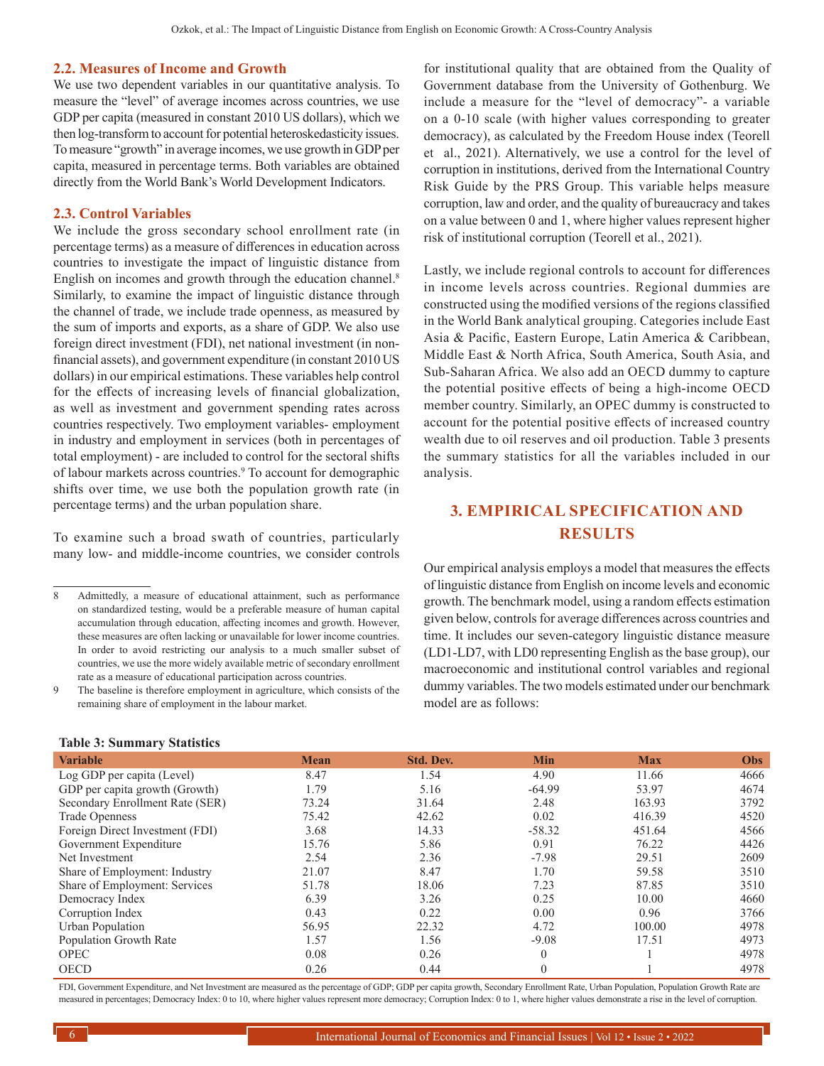### 2.2. Measures of Income and Growth

We use two dependent variables in our quantitative analysis. To measure the "level" of average incomes across countries, we use GDP per capita (measured in constant 2010 US dollars), which we then log-transform to account for potential heteroskedasticity issues. To measure "growth" in average incomes, we use growth in GDP per capita, measured in percentage terms. Both variables are obtained directly from the World Bank's World Development Indicators.

### 2.3. Control Variables

We include the gross secondary school enrollment rate (in percentage terms) as a measure of differences in education across countries to investigate the impact of linguistic distance from English on incomes and growth through the education channel.[8] Similarly, to examine the impact of linguistic distance through the channel of trade, we include trade openness, as measured by the sum of imports and exports, as a share of GDP. We also use foreign direct investment (FDI), net national investment (in non-financial assets), and government expenditure (in constant 2010 US dollars) in our empirical estimations. These variables help control for the effects of increasing levels of financial globalization, as well as investment and government spending rates across countries respectively. Two employment variables- employment in industry and employment in services (both in percentages of total employment) - are included to control for the sectoral shifts of labour markets across countries.[9] To account for demographic shifts over time, we use both the population growth rate (in percentage terms) and the urban population share.

To examine such a broad swath of countries, particularly many low- and middle-income countries, we consider controls for institutional quality that are obtained from the Quality of Government database from the University of Gothenburg. We include a measure for the "level of democracy"- a variable on a 0-10 scale (with higher values corresponding to greater democracy), as calculated by the Freedom House index (Teorell et al., 2021). Alternatively, we use a control for the level of corruption in institutions, derived from the International Country Risk Guide by the PRS Group. This variable helps measure corruption, law and order, and the quality of bureaucracy and takes on a value between 0 and 1, where higher values represent higher risk of institutional corruption (Teorell et al., 2021).

Lastly, we include regional controls to account for differences in income levels across countries. Regional dummies are constructed using the modified versions of the regions classified in the World Bank analytical grouping. Categories include East Asia & Pacific, Eastern Europe, Latin America & Caribbean, Middle East & North Africa, South America, South Asia, and Sub-Saharan Africa. We also add an OECD dummy to capture the potential positive effects of being a high-income OECD member country. Similarly, an OPEC dummy is constructed to account for the potential positive effects of increased country wealth due to oil reserves and oil production. Table 3 presents the summary statistics for all the variables included in our analysis.

## 3. EMPIRICAL SPECIFICATION AND RESULTS

Our empirical analysis employs a model that measures the effects of linguistic distance from English on income levels and economic growth. The benchmark model, using a random effects estimation given below, controls for average differences across countries and time. It includes our seven-category linguistic distance measure (LD1-LD7, with LD0 representing English as the base group), our macroeconomic and institutional control variables and regional dummy variables. The two models estimated under our benchmark model are as follows:

**Table 3: Summary Statistics**

| Variable | Mean | Std. Dev. | Min | Max | Obs |
|---|---|---|---|---|---|
| Log GDP per capita (Level) | 8.47 | 1.54 | 4.90 | 11.66 | 4666 |
| GDP per capita growth (Growth) | 1.79 | 5.16 | -64.99 | 53.97 | 4674 |
| Secondary Enrollment Rate (SER) | 73.24 | 31.64 | 2.48 | 163.93 | 3792 |
| Trade Openness | 75.42 | 42.62 | 0.02 | 416.39 | 4520 |
| Foreign Direct Investment (FDI) | 3.68 | 14.33 | -58.32 | 451.64 | 4566 |
| Government Expenditure | 15.76 | 5.86 | 0.91 | 76.22 | 4426 |
| Net Investment | 2.54 | 2.36 | -7.98 | 29.51 | 2609 |
| Share of Employment: Industry | 21.07 | 8.47 | 1.70 | 59.58 | 3510 |
| Share of Employment: Services | 51.78 | 18.06 | 7.23 | 87.85 | 3510 |
| Democracy Index | 6.39 | 3.26 | 0.25 | 10.00 | 4660 |
| Corruption Index | 0.43 | 0.22 | 0.00 | 0.96 | 3766 |
| Urban Population | 56.95 | 22.32 | 4.72 | 100.00 | 4978 |
| Population Growth Rate | 1.57 | 1.56 | -9.08 | 17.51 | 4973 |
| OPEC | 0.08 | 0.26 | 0 | 1 | 4978 |
| OECD | 0.26 | 0.44 | 0 | 1 | 4978 |

FDI, Government Expenditure, and Net Investment are measured as the percentage of GDP; GDP per capita growth, Secondary Enrollment Rate, Urban Population, Population Growth Rate are measured in percentages; Democracy Index: 0 to 10, where higher values represent more democracy; Corruption Index: 0 to 1, where higher values demonstrate a rise in the level of corruption.

---

8 Admittedly, a measure of educational attainment, such as performance on standardized testing, would be a preferable measure of human capital accumulation through education, affecting incomes and growth. However, these measures are often lacking or unavailable for lower income countries. In order to avoid restricting our analysis to a much smaller subset of countries, we use the more widely available metric of secondary enrollment rate as a measure of educational participation across countries.

9 The baseline is therefore employment in agriculture, which consists of the remaining share of employment in the labour market.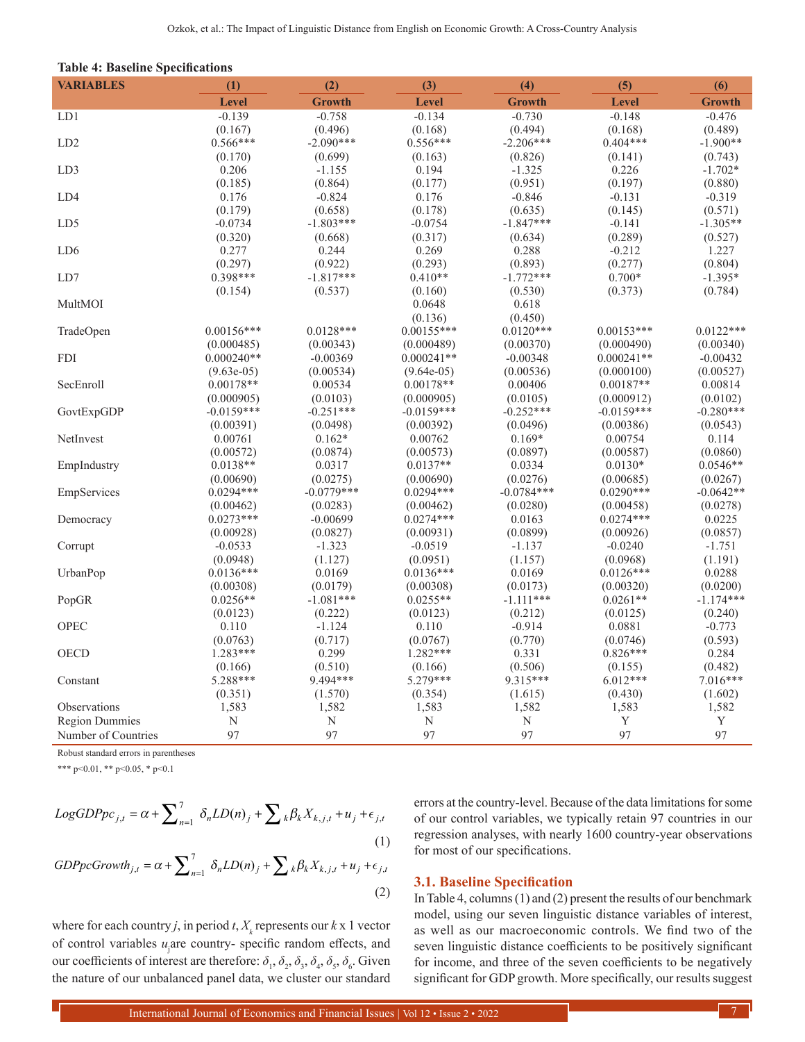**Table 4: Baseline Specifications**

| VARIABLES | (1) | (2) | (3) | (4) | (5) | (6) |
|---|---|---|---|---|---|---|
| | Level | Growth | Level | Growth | Level | Growth |
| LD1 | -0.139 | -0.758 | -0.134 | -0.730 | -0.148 | -0.476 |
| | (0.167) | (0.496) | (0.168) | (0.494) | (0.168) | (0.489) |
| LD2 | 0.566*** | -2.090*** | 0.556*** | -2.206*** | 0.404*** | -1.900** |
| | (0.170) | (0.699) | (0.163) | (0.826) | (0.141) | (0.743) |
| LD3 | 0.206 | -1.155 | 0.194 | -1.325 | 0.226 | -1.702* |
| | (0.185) | (0.864) | (0.177) | (0.951) | (0.197) | (0.880) |
| LD4 | 0.176 | -0.824 | 0.176 | -0.846 | -0.131 | -0.319 |
| | (0.179) | (0.658) | (0.178) | (0.635) | (0.145) | (0.571) |
| LD5 | -0.0734 | -1.803*** | -0.0754 | -1.847*** | -0.141 | -1.305** |
| | (0.320) | (0.668) | (0.317) | (0.634) | (0.289) | (0.527) |
| LD6 | 0.277 | 0.244 | 0.269 | 0.288 | -0.212 | 1.227 |
| | (0.297) | (0.922) | (0.293) | (0.893) | (0.277) | (0.804) |
| LD7 | 0.398*** | -1.817*** | 0.410** | -1.772*** | 0.700* | -1.395* |
| | (0.154) | (0.537) | (0.160) | (0.530) | (0.373) | (0.784) |
| MultMOI | | | 0.0648 | 0.618 | | |
| | | | (0.136) | (0.450) | | |
| TradeOpen | 0.00156*** | 0.0128*** | 0.00155*** | 0.0120*** | 0.00153*** | 0.0122*** |
| | (0.000485) | (0.00343) | (0.000489) | (0.00370) | (0.000490) | (0.00340) |
| FDI | 0.000240** | -0.00369 | 0.000241** | -0.00348 | 0.000241** | -0.00432 |
| | (9.63e-05) | (0.00534) | (9.64e-05) | (0.00536) | (0.000100) | (0.00527) |
| SecEnroll | 0.00178** | 0.00534 | 0.00178** | 0.00406 | 0.00187** | 0.00814 |
| | (0.000905) | (0.0103) | (0.000905) | (0.0105) | (0.000912) | (0.0102) |
| GovtExpGDP | -0.0159*** | -0.251*** | -0.0159*** | -0.252*** | -0.0159*** | -0.280*** |
| | (0.00391) | (0.0498) | (0.00392) | (0.0496) | (0.00386) | (0.0543) |
| NetInvest | 0.00761 | 0.162* | 0.00762 | 0.169* | 0.00754 | 0.114 |
| | (0.00572) | (0.0874) | (0.00573) | (0.0897) | (0.00587) | (0.0860) |
| EmpIndustry | 0.0138** | 0.0317 | 0.0137** | 0.0334 | 0.0130* | 0.0546** |
| | (0.00690) | (0.0275) | (0.00690) | (0.0276) | (0.00685) | (0.0267) |
| EmpServices | 0.0294*** | -0.0779*** | 0.0294*** | -0.0784*** | 0.0290*** | -0.0642** |
| | (0.00462) | (0.0283) | (0.00462) | (0.0280) | (0.00458) | (0.0278) |
| Democracy | 0.0273*** | -0.00699 | 0.0274*** | 0.0163 | 0.0274*** | 0.0225 |
| | (0.00928) | (0.0827) | (0.00931) | (0.0899) | (0.00926) | (0.0857) |
| Corrupt | -0.0533 | -1.323 | -0.0519 | -1.137 | -0.0240 | -1.751 |
| | (0.0948) | (1.127) | (0.0951) | (1.157) | (0.0968) | (1.191) |
| UrbanPop | 0.0136*** | 0.0169 | 0.0136*** | 0.0169 | 0.0126*** | 0.0288 |
| | (0.00308) | (0.0179) | (0.00308) | (0.0173) | (0.00320) | (0.0200) |
| PopGR | 0.0256** | -1.081*** | 0.0255** | -1.111*** | 0.0261** | -1.174*** |
| | (0.0123) | (0.222) | (0.0123) | (0.212) | (0.0125) | (0.240) |
| OPEC | 0.110 | -1.124 | 0.110 | -0.914 | 0.0881 | -0.773 |
| | (0.0763) | (0.717) | (0.0767) | (0.770) | (0.0746) | (0.593) |
| OECD | 1.283*** | 0.299 | 1.282*** | 0.331 | 0.826*** | 0.284 |
| | (0.166) | (0.510) | (0.166) | (0.506) | (0.155) | (0.482) |
| Constant | 5.288*** | 9.494*** | 5.279*** | 9.315*** | 6.012*** | 7.016*** |
| | (0.351) | (1.570) | (0.354) | (1.615) | (0.430) | (1.602) |
| Observations | 1,583 | 1,582 | 1,583 | 1,582 | 1,583 | 1,582 |
| Region Dummies | N | N | N | N | Y | Y |
| Number of Countries | 97 | 97 | 97 | 97 | 97 | 97 |

Robust standard errors in parentheses

*** p<0.01, ** p<0.05, * p<0.1

$$LogGDPpc_{j,t} = \alpha + \sum_{n=1}^{7} \delta_n LD(n)_j + \sum_k \beta_k X_{k,j,t} + u_j + \epsilon_{j,t} \quad (1)$$

$$GDPpcGrowth_{j,t} = \alpha + \sum_{n=1}^{7} \delta_n LD(n)_j + \sum_k \beta_k X_{k,j,t} + u_j + \epsilon_{j,t} \quad (2)$$

where for each country $j$, in period $t$, $X_k$ represents our $k$ x 1 vector of control variables $u_j$are country- specific random effects, and our coefficients of interest are therefore: $\delta_1$, $\delta_2$, $\delta_3$, $\delta_4$, $\delta_5$, $\delta_6$. Given the nature of our unbalanced panel data, we cluster our standard errors at the country-level. Because of the data limitations for some of our control variables, we typically retain 97 countries in our regression analyses, with nearly 1600 country-year observations for most of our specifications.

## 3.1. Baseline Specification

In Table 4, columns (1) and (2) present the results of our benchmark model, using our seven linguistic distance variables of interest, as well as our macroeconomic controls. We find two of the seven linguistic distance coefficients to be positively significant for income, and three of the seven coefficients to be negatively significant for GDP growth. More specifically, our results suggest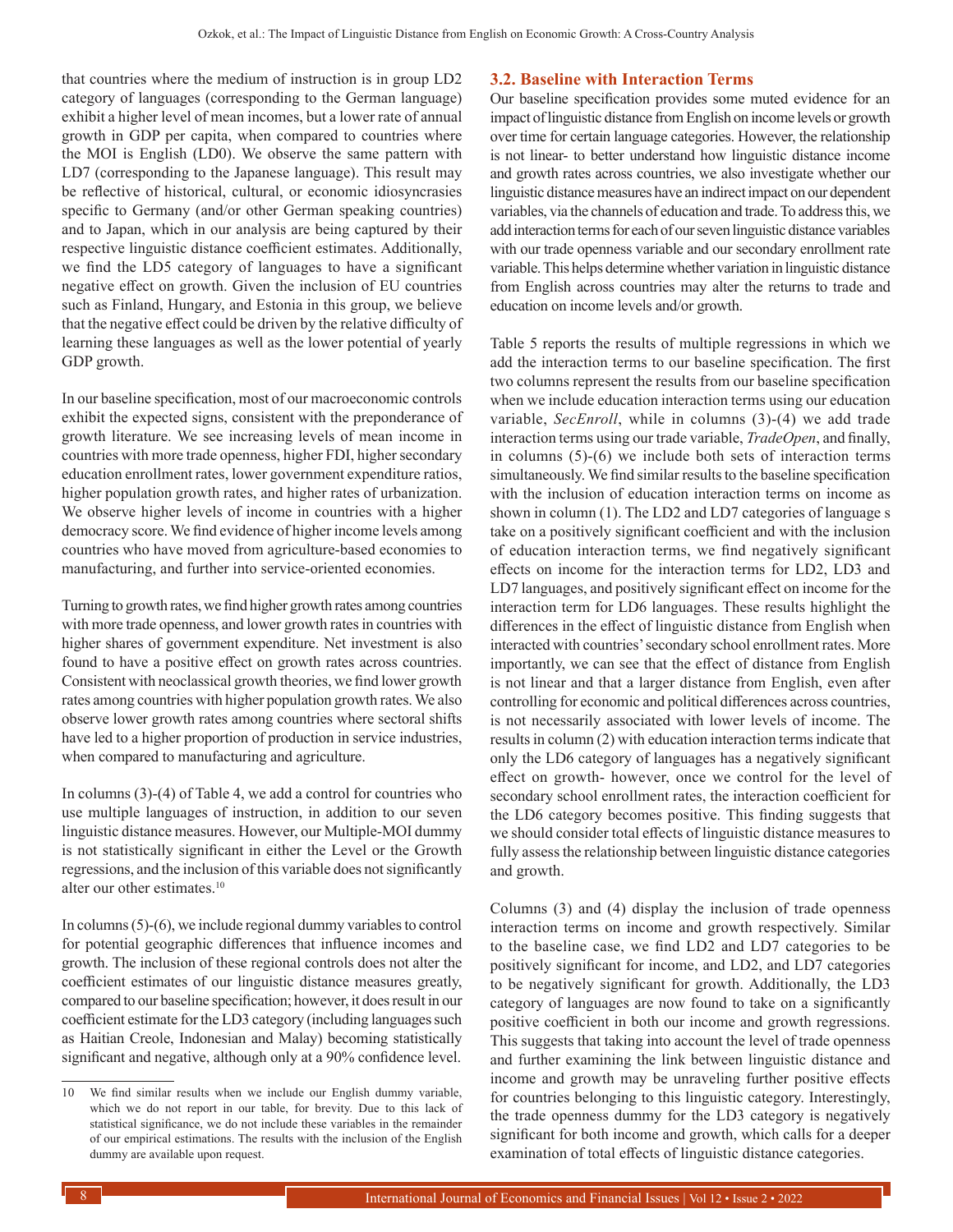that countries where the medium of instruction is in group LD2 category of languages (corresponding to the German language) exhibit a higher level of mean incomes, but a lower rate of annual growth in GDP per capita, when compared to countries where the MOI is English (LD0). We observe the same pattern with LD7 (corresponding to the Japanese language). This result may be reflective of historical, cultural, or economic idiosyncrasies specific to Germany (and/or other German speaking countries) and to Japan, which in our analysis are being captured by their respective linguistic distance coefficient estimates. Additionally, we find the LD5 category of languages to have a significant negative effect on growth. Given the inclusion of EU countries such as Finland, Hungary, and Estonia in this group, we believe that the negative effect could be driven by the relative difficulty of learning these languages as well as the lower potential of yearly GDP growth.

In our baseline specification, most of our macroeconomic controls exhibit the expected signs, consistent with the preponderance of growth literature. We see increasing levels of mean income in countries with more trade openness, higher FDI, higher secondary education enrollment rates, lower government expenditure ratios, higher population growth rates, and higher rates of urbanization. We observe higher levels of income in countries with a higher democracy score. We find evidence of higher income levels among countries who have moved from agriculture-based economies to manufacturing, and further into service-oriented economies.

Turning to growth rates, we find higher growth rates among countries with more trade openness, and lower growth rates in countries with higher shares of government expenditure. Net investment is also found to have a positive effect on growth rates across countries. Consistent with neoclassical growth theories, we find lower growth rates among countries with higher population growth rates. We also observe lower growth rates among countries where sectoral shifts have led to a higher proportion of production in service industries, when compared to manufacturing and agriculture.

In columns (3)-(4) of Table 4, we add a control for countries who use multiple languages of instruction, in addition to our seven linguistic distance measures. However, our Multiple-MOI dummy is not statistically significant in either the Level or the Growth regressions, and the inclusion of this variable does not significantly alter our other estimates.[10]

In columns (5)-(6), we include regional dummy variables to control for potential geographic differences that influence incomes and growth. The inclusion of these regional controls does not alter the coefficient estimates of our linguistic distance measures greatly, compared to our baseline specification; however, it does result in our coefficient estimate for the LD3 category (including languages such as Haitian Creole, Indonesian and Malay) becoming statistically significant and negative, although only at a 90% confidence level.

[10] We find similar results when we include our English dummy variable, which we do not report in our table, for brevity. Due to this lack of statistical significance, we do not include these variables in the remainder of our empirical estimations. The results with the inclusion of the English dummy are available upon request.

### 3.2. Baseline with Interaction Terms

Our baseline specification provides some muted evidence for an impact of linguistic distance from English on income levels or growth over time for certain language categories. However, the relationship is not linear- to better understand how linguistic distance income and growth rates across countries, we also investigate whether our linguistic distance measures have an indirect impact on our dependent variables, via the channels of education and trade. To address this, we add interaction terms for each of our seven linguistic distance variables with our trade openness variable and our secondary enrollment rate variable. This helps determine whether variation in linguistic distance from English across countries may alter the returns to trade and education on income levels and/or growth.

Table 5 reports the results of multiple regressions in which we add the interaction terms to our baseline specification. The first two columns represent the results from our baseline specification when we include education interaction terms using our education variable, *SecEnroll*, while in columns (3)-(4) we add trade interaction terms using our trade variable, *TradeOpen*, and finally, in columns (5)-(6) we include both sets of interaction terms simultaneously. We find similar results to the baseline specification with the inclusion of education interaction terms on income as shown in column (1). The LD2 and LD7 categories of language s take on a positively significant coefficient and with the inclusion of education interaction terms, we find negatively significant effects on income for the interaction terms for LD2, LD3 and LD7 languages, and positively significant effect on income for the interaction term for LD6 languages. These results highlight the differences in the effect of linguistic distance from English when interacted with countries' secondary school enrollment rates. More importantly, we can see that the effect of distance from English is not linear and that a larger distance from English, even after controlling for economic and political differences across countries, is not necessarily associated with lower levels of income. The results in column (2) with education interaction terms indicate that only the LD6 category of languages has a negatively significant effect on growth- however, once we control for the level of secondary school enrollment rates, the interaction coefficient for the LD6 category becomes positive. This finding suggests that we should consider total effects of linguistic distance measures to fully assess the relationship between linguistic distance categories and growth.

Columns (3) and (4) display the inclusion of trade openness interaction terms on income and growth respectively. Similar to the baseline case, we find LD2 and LD7 categories to be positively significant for income, and LD2, and LD7 categories to be negatively significant for growth. Additionally, the LD3 category of languages are now found to take on a significantly positive coefficient in both our income and growth regressions. This suggests that taking into account the level of trade openness and further examining the link between linguistic distance and income and growth may be unraveling further positive effects for countries belonging to this linguistic category. Interestingly, the trade openness dummy for the LD3 category is negatively significant for both income and growth, which calls for a deeper examination of total effects of linguistic distance categories.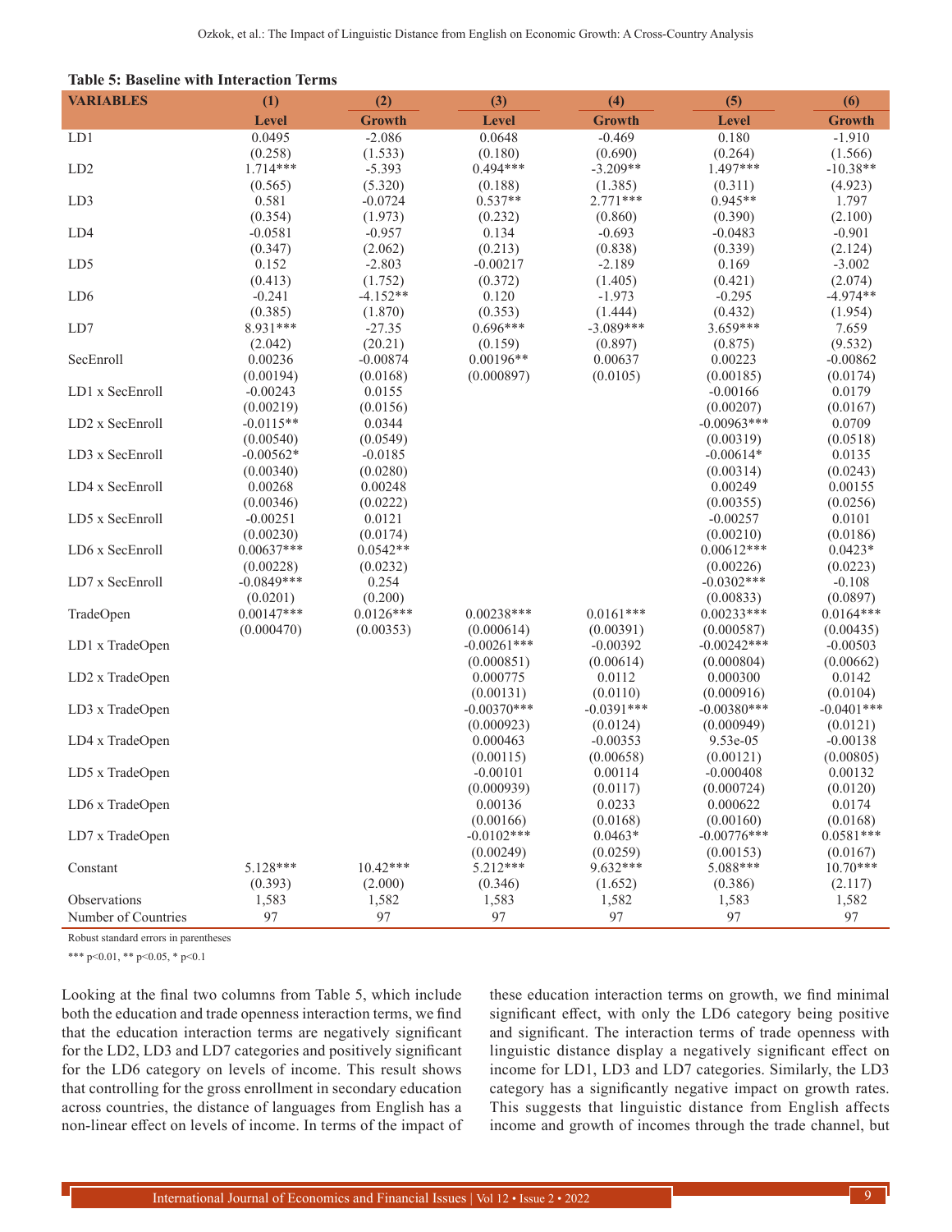**Table 5: Baseline with Interaction Terms**

| VARIABLES | (1) | (2) | (3) | (4) | (5) | (6) |
|---|---|---|---|---|---|---|
| | Level | Growth | Level | Growth | Level | Growth |
| LD1 | 0.0495 | -2.086 | 0.0648 | -0.469 | 0.180 | -1.910 |
| | (0.258) | (1.533) | (0.180) | (0.690) | (0.264) | (1.566) |
| LD2 | 1.714*** | -5.393 | 0.494*** | -3.209** | 1.497*** | -10.38** |
| | (0.565) | (5.320) | (0.188) | (1.385) | (0.311) | (4.923) |
| LD3 | 0.581 | -0.0724 | 0.537** | 2.771*** | 0.945** | 1.797 |
| | (0.354) | (1.973) | (0.232) | (0.860) | (0.390) | (2.100) |
| LD4 | -0.0581 | -0.957 | 0.134 | -0.693 | -0.0483 | -0.901 |
| | (0.347) | (2.062) | (0.213) | (0.838) | (0.339) | (2.124) |
| LD5 | 0.152 | -2.803 | -0.00217 | -2.189 | 0.169 | -3.002 |
| | (0.413) | (1.752) | (0.372) | (1.405) | (0.421) | (2.074) |
| LD6 | -0.241 | -4.152** | 0.120 | -1.973 | -0.295 | -4.974** |
| | (0.385) | (1.870) | (0.353) | (1.444) | (0.432) | (1.954) |
| LD7 | 8.931*** | -27.35 | 0.696*** | -3.089*** | 3.659*** | 7.659 |
| | (2.042) | (20.21) | (0.159) | (0.897) | (0.875) | (9.532) |
| SecEnroll | 0.00236 | -0.00874 | 0.00196** | 0.00637 | 0.00223 | -0.00862 |
| | (0.00194) | (0.0168) | (0.000897) | (0.0105) | (0.00185) | (0.0174) |
| LD1 x SecEnroll | -0.00243 | 0.0155 | | | -0.00166 | 0.0179 |
| | (0.00219) | (0.0156) | | | (0.00207) | (0.0167) |
| LD2 x SecEnroll | -0.0115** | 0.0344 | | | -0.00963*** | 0.0709 |
| | (0.00540) | (0.0549) | | | (0.00319) | (0.0518) |
| LD3 x SecEnroll | -0.00562* | -0.0185 | | | -0.00614* | 0.0135 |
| | (0.00340) | (0.0280) | | | (0.00314) | (0.0243) |
| LD4 x SecEnroll | 0.00268 | 0.00248 | | | 0.00249 | 0.00155 |
| | (0.00346) | (0.0222) | | | (0.00355) | (0.0256) |
| LD5 x SecEnroll | -0.00251 | 0.0121 | | | -0.00257 | 0.0101 |
| | (0.00230) | (0.0174) | | | (0.00210) | (0.0186) |
| LD6 x SecEnroll | 0.00637*** | 0.0542** | | | 0.00612*** | 0.0423* |
| | (0.00228) | (0.0232) | | | (0.00226) | (0.0223) |
| LD7 x SecEnroll | -0.0849*** | 0.254 | | | -0.0302*** | -0.108 |
| | (0.0201) | (0.200) | | | (0.00833) | (0.0897) |
| TradeOpen | 0.00147*** | 0.0126*** | 0.00238*** | 0.0161*** | 0.00233*** | 0.0164*** |
| | (0.000470) | (0.00353) | (0.000614) | (0.00391) | (0.000587) | (0.00435) |
| LD1 x TradeOpen | | | -0.00261*** | -0.00392 | -0.00242*** | -0.00503 |
| | | | (0.000851) | (0.00614) | (0.000804) | (0.00662) |
| LD2 x TradeOpen | | | 0.000775 | 0.0112 | 0.000300 | 0.0142 |
| | | | (0.00131) | (0.0110) | (0.000916) | (0.0104) |
| LD3 x TradeOpen | | | -0.00370*** | -0.0391*** | -0.00380*** | -0.0401*** |
| | | | (0.000923) | (0.0124) | (0.000949) | (0.0121) |
| LD4 x TradeOpen | | | 0.000463 | -0.00353 | 9.53e-05 | -0.00138 |
| | | | (0.00115) | (0.00658) | (0.00121) | (0.00805) |
| LD5 x TradeOpen | | | -0.00101 | 0.00114 | -0.000408 | 0.00132 |
| | | | (0.000939) | (0.0117) | (0.000724) | (0.0120) |
| LD6 x TradeOpen | | | 0.00136 | 0.0233 | 0.000622 | 0.0174 |
| | | | (0.00166) | (0.0168) | (0.00160) | (0.0168) |
| LD7 x TradeOpen | | | -0.0102*** | 0.0463* | -0.00776*** | 0.0581*** |
| | | | (0.00249) | (0.0259) | (0.00153) | (0.0167) |
| Constant | 5.128*** | 10.42*** | 5.212*** | 9.632*** | 5.088*** | 10.70*** |
| | (0.393) | (2.000) | (0.346) | (1.652) | (0.386) | (2.117) |
| Observations | 1,583 | 1,582 | 1,583 | 1,582 | 1,583 | 1,582 |
| Number of Countries | 97 | 97 | 97 | 97 | 97 | 97 |

Robust standard errors in parentheses

*** p<0.01, ** p<0.05, * p<0.1

Looking at the final two columns from Table 5, which include both the education and trade openness interaction terms, we find that the education interaction terms are negatively significant for the LD2, LD3 and LD7 categories and positively significant for the LD6 category on levels of income. This result shows that controlling for the gross enrollment in secondary education across countries, the distance of languages from English has a non-linear effect on levels of income. In terms of the impact of these education interaction terms on growth, we find minimal significant effect, with only the LD6 category being positive and significant. The interaction terms of trade openness with linguistic distance display a negatively significant effect on income for LD1, LD3 and LD7 categories. Similarly, the LD3 category has a significantly negative impact on growth rates. This suggests that linguistic distance from English affects income and growth of incomes through the trade channel, but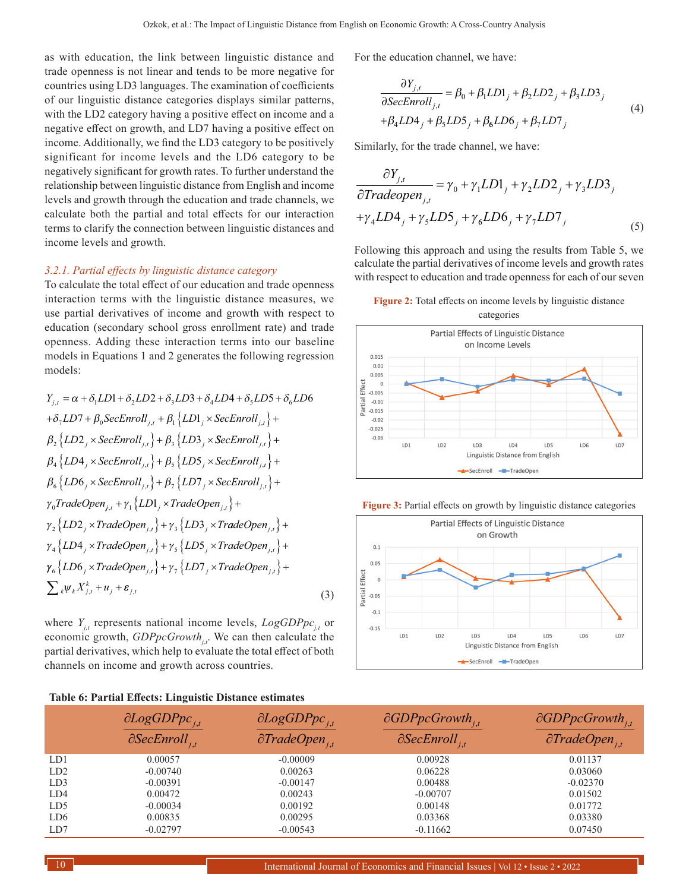as with education, the link between linguistic distance and trade openness is not linear and tends to be more negative for countries using LD3 languages. The examination of coefficients of our linguistic distance categories displays similar patterns, with the LD2 category having a positive effect on income and a negative effect on growth, and LD7 having a positive effect on income. Additionally, we find the LD3 category to be positively significant for income levels and the LD6 category to be negatively significant for growth rates. To further understand the relationship between linguistic distance from English and income levels and growth through the education and trade channels, we calculate both the partial and total effects for our interaction terms to clarify the connection between linguistic distances and income levels and growth.

### 3.2.1. Partial effects by linguistic distance category

To calculate the total effect of our education and trade openness interaction terms with the linguistic distance measures, we use partial derivatives of income and growth with respect to education (secondary school gross enrollment rate) and trade openness. Adding these interaction terms into our baseline models in Equations 1 and 2 generates the following regression models:

$$
\begin{aligned}
Y_{j,t} &= \alpha + \delta_1 LD1 + \delta_2 LD2 + \delta_3 LD3 + \delta_4 LD4 + \delta_5 LD5 + \delta_6 LD6 \\
&+ \delta_7 LD7 + \beta_0 SecEnroll_{j,t} + \beta_1 \{LD1_j \times SecEnroll_{j,t}\} + \\
&\beta_2 \{LD2_j \times SecEnroll_{j,t}\} + \beta_3 \{LD3_j \times SecEnroll_{j,t}\} + \\
&\beta_4 \{LD4_j \times SecEnroll_{j,t}\} + \beta_5 \{LD5_j \times SecEnroll_{j,t}\} + \\
&\beta_6 \{LD6_j \times SecEnroll_{j,t}\} + \beta_7 \{LD7_j \times SecEnroll_{j,t}\} + \\
&\gamma_0 TradeOpen_{j,t} + \gamma_1 \{LD1_j \times TradeOpen_{j,t}\} + \\
&\gamma_2 \{LD2_j \times TradeOpen_{j,t}\} + \gamma_3 \{LD3_j \times TradeOpen_{j,t}\} + \\
&\gamma_4 \{LD4_j \times TradeOpen_{j,t}\} + \gamma_5 \{LD5_j \times TradeOpen_{j,t}\} + \\
&\gamma_6 \{LD6_j \times TradeOpen_{j,t}\} + \gamma_7 \{LD7_j \times TradeOpen_{j,t}\} + \\
&\sum_k \psi_k X_{j,t}^k + u_j + \varepsilon_{j,t}
\end{aligned} \tag{3}
$$

where $Y_{j,t}$ represents national income levels, $LogGDPpc_{j,t}$ or economic growth, $GDPpcGrowth_{j,t}$. We can then calculate the partial derivatives, which help to evaluate the total effect of both channels on income and growth across countries.

For the education channel, we have:

$$
\begin{aligned}
\frac{\partial Y_{j,t}}{\partial SecEnroll_{j,t}} &= \beta_0 + \beta_1 LD1_j + \beta_2 LD2_j + \beta_3 LD3_j \\
&+ \beta_4 LD4_j + \beta_5 LD5_j + \beta_6 LD6_j + \beta_7 LD7_j
\end{aligned} \tag{4}
$$

Similarly, for the trade channel, we have:

$$
\begin{aligned}
\frac{\partial Y_{j,t}}{\partial Tradeopen_{j,t}} &= \gamma_0 + \gamma_1 LD1_j + \gamma_2 LD2_j + \gamma_3 LD3_j \\
&+ \gamma_4 LD4_j + \gamma_5 LD5_j + \gamma_6 LD6_j + \gamma_7 LD7_j
\end{aligned} \tag{5}
$$

Following this approach and using the results from Table 5, we calculate the partial derivatives of income levels and growth rates with respect to education and trade openness for each of our seven

**Figure 2:** Total effects on income levels by linguistic distance categories

**Figure 3:** Partial effects on growth by linguistic distance categories

**Table 6: Partial Effects: Linguistic Distance estimates**

| | $\frac{\partial LogGDPpc_{j,t}}{\partial SecEnroll_{j,t}}$ | $\frac{\partial LogGDPpc_{j,t}}{\partial TradeOpen_{j,t}}$ | $\frac{\partial GDPpcGrowth_{j,t}}{\partial SecEnroll_{j,t}}$ | $\frac{\partial GDPpcGrowth_{j,t}}{\partial TradeOpen_{j,t}}$ |
|---|---|---|---|---|
| LD1 | 0.00057 | -0.00009 | 0.00928 | 0.01137 |
| LD2 | -0.00740 | 0.00263 | 0.06228 | 0.03060 |
| LD3 | -0.00391 | -0.00147 | 0.00488 | -0.02370 |
| LD4 | 0.00472 | 0.00243 | -0.00707 | 0.01502 |
| LD5 | -0.00034 | 0.00192 | 0.00148 | 0.01772 |
| LD6 | 0.00835 | 0.00295 | 0.03368 | 0.03380 |
| LD7 | -0.02797 | -0.00543 | -0.11662 | 0.07450 |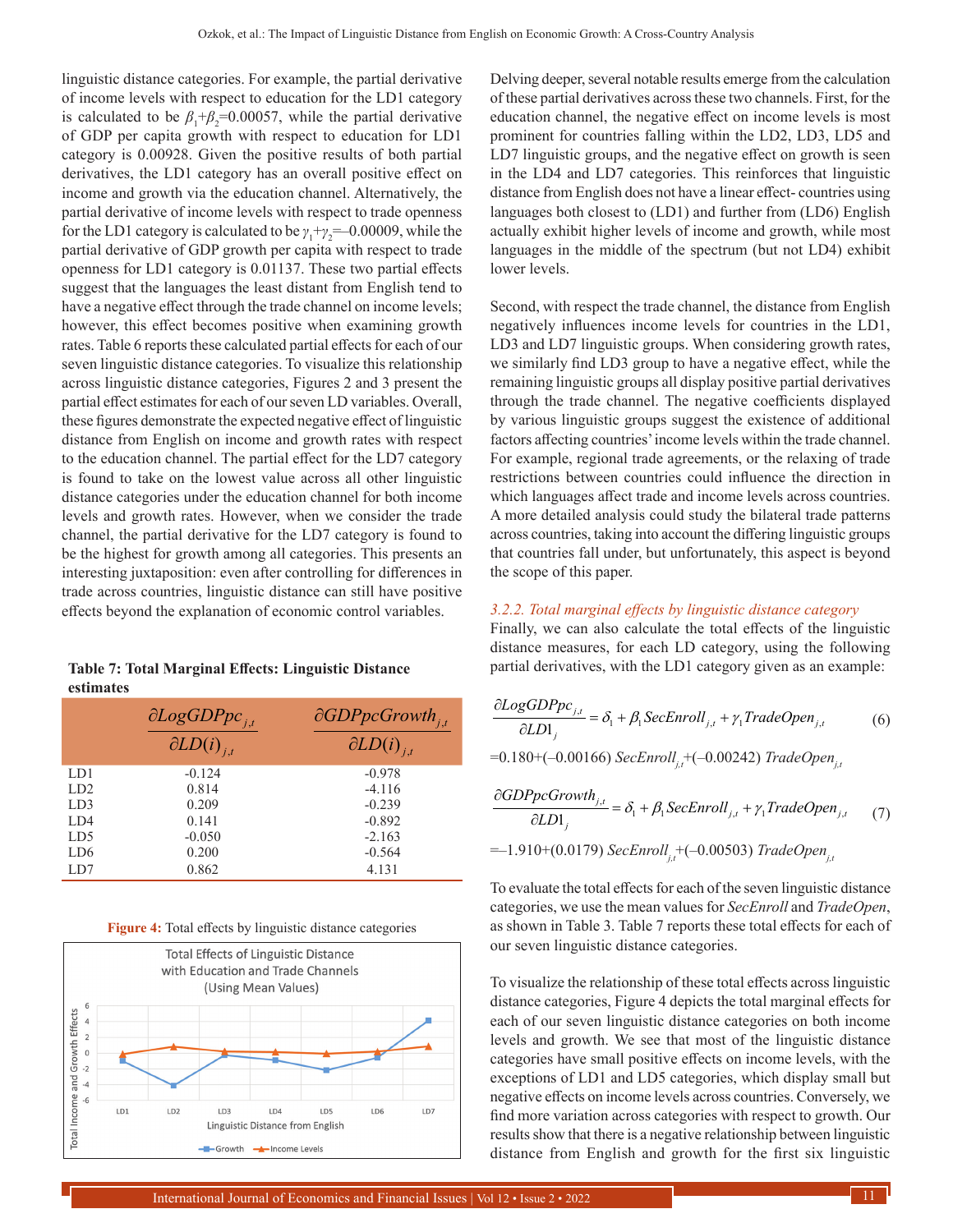linguistic distance categories. For example, the partial derivative of income levels with respect to education for the LD1 category is calculated to be $\beta_1+\beta_2$=0.00057, while the partial derivative of GDP per capita growth with respect to education for LD1 category is 0.00928. Given the positive results of both partial derivatives, the LD1 category has an overall positive effect on income and growth via the education channel. Alternatively, the partial derivative of income levels with respect to trade openness for the LD1 category is calculated to be $\gamma_1+\gamma_2$=–0.00009, while the partial derivative of GDP growth per capita with respect to trade openness for LD1 category is 0.01137. These two partial effects suggest that the languages the least distant from English tend to have a negative effect through the trade channel on income levels; however, this effect becomes positive when examining growth rates. Table 6 reports these calculated partial effects for each of our seven linguistic distance categories. To visualize this relationship across linguistic distance categories, Figures 2 and 3 present the partial effect estimates for each of our seven LD variables. Overall, these figures demonstrate the expected negative effect of linguistic distance from English on income and growth rates with respect to the education channel. The partial effect for the LD7 category is found to take on the lowest value across all other linguistic distance categories under the education channel for both income levels and growth rates. However, when we consider the trade channel, the partial derivative for the LD7 category is found to be the highest for growth among all categories. This presents an interesting juxtaposition: even after controlling for differences in trade across countries, linguistic distance can still have positive effects beyond the explanation of economic control variables.

**Table 7: Total Marginal Effects: Linguistic Distance estimates**

| | $\frac{\partial LogGDPpc_{j,t}}{\partial LD(i)_{j,t}}$ | $\frac{\partial GDPpcGrowth_{j,t}}{\partial LD(i)_{j,t}}$ |
|---|---|---|
| LD1 | -0.124 | -0.978 |
| LD2 | 0.814 | -4.116 |
| LD3 | 0.209 | -0.239 |
| LD4 | 0.141 | -0.892 |
| LD5 | -0.050 | -2.163 |
| LD6 | 0.200 | -0.564 |
| LD7 | 0.862 | 4.131 |

**Figure 4:** Total effects by linguistic distance categories

Delving deeper, several notable results emerge from the calculation of these partial derivatives across these two channels. First, for the education channel, the negative effect on income levels is most prominent for countries falling within the LD2, LD3, LD5 and LD7 linguistic groups, and the negative effect on growth is seen in the LD4 and LD7 categories. This reinforces that linguistic distance from English does not have a linear effect- countries using languages both closest to (LD1) and further from (LD6) English actually exhibit higher levels of income and growth, while most languages in the middle of the spectrum (but not LD4) exhibit lower levels.

Second, with respect the trade channel, the distance from English negatively influences income levels for countries in the LD1, LD3 and LD7 linguistic groups. When considering growth rates, we similarly find LD3 group to have a negative effect, while the remaining linguistic groups all display positive partial derivatives through the trade channel. The negative coefficients displayed by various linguistic groups suggest the existence of additional factors affecting countries' income levels within the trade channel. For example, regional trade agreements, or the relaxing of trade restrictions between countries could influence the direction in which languages affect trade and income levels across countries. A more detailed analysis could study the bilateral trade patterns across countries, taking into account the differing linguistic groups that countries fall under, but unfortunately, this aspect is beyond the scope of this paper.

### *3.2.2. Total marginal effects by linguistic distance category*

Finally, we can also calculate the total effects of the linguistic distance measures, for each LD category, using the following partial derivatives, with the LD1 category given as an example:

$$\frac{\partial LogGDPpc_{j,t}}{\partial LD1_j} = \delta_1 + \beta_1 SecEnroll_{j,t} + \gamma_1 TradeOpen_{j,t} \quad (6)$$

$$=0.180+(-0.00166)\ SecEnroll_{j,t}+(-0.00242)\ TradeOpen_{j,t}$$

$$\frac{\partial GDPpcGrowth_{j,t}}{\partial LD1_j} = \delta_1 + \beta_1 SecEnroll_{j,t} + \gamma_1 TradeOpen_{j,t} \quad (7)$$

$$=-1.910+(0.0179)\ SecEnroll_{j,t}+(-0.00503)\ TradeOpen_{j,t}$$

To evaluate the total effects for each of the seven linguistic distance categories, we use the mean values for *SecEnroll* and *TradeOpen*, as shown in Table 3. Table 7 reports these total effects for each of our seven linguistic distance categories.

To visualize the relationship of these total effects across linguistic distance categories, Figure 4 depicts the total marginal effects for each of our seven linguistic distance categories on both income levels and growth. We see that most of the linguistic distance categories have small positive effects on income levels, with the exceptions of LD1 and LD5 categories, which display small but negative effects on income levels across countries. Conversely, we find more variation across categories with respect to growth. Our results show that there is a negative relationship between linguistic distance from English and growth for the first six linguistic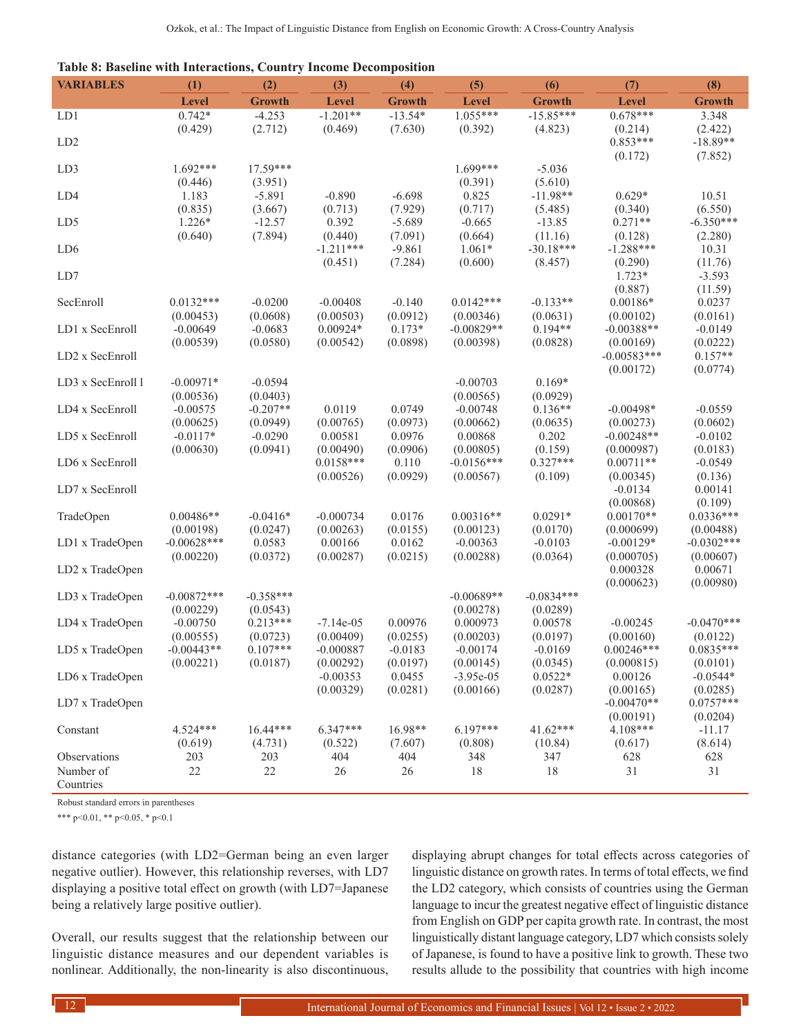**Table 8: Baseline with Interactions, Country Income Decomposition**

| VARIABLES | (1) | (2) | (3) | (4) | (5) | (6) | (7) | (8) |
|---|---|---|---|---|---|---|---|---|
| | Level | Growth | Level | Growth | Level | Growth | Level | Growth |
| LD1 | 0.742* | -4.253 | -1.201** | -13.54* | 1.055*** | -15.85*** | 0.678*** | 3.348 |
| | (0.429) | (2.712) | (0.469) | (7.630) | (0.392) | (4.823) | (0.214) | (2.422) |
| LD2 | | | | | | | 0.853*** | -18.89** |
| | | | | | | | (0.172) | (7.852) |
| LD3 | 1.692*** | 17.59*** | | | 1.699*** | -5.036 | | |
| | (0.446) | (3.951) | | | (0.391) | (5.610) | | |
| LD4 | 1.183 | -5.891 | -0.890 | -6.698 | 0.825 | -11.98** | 0.629* | 10.51 |
| | (0.835) | (3.667) | (0.713) | (7.929) | (0.717) | (5.485) | (0.340) | (6.550) |
| LD5 | 1.226* | -12.57 | 0.392 | -5.689 | -0.665 | -13.85 | 0.271** | -6.350*** |
| | (0.640) | (7.894) | (0.440) | (7.091) | (0.664) | (11.16) | (0.128) | (2.280) |
| LD6 | | | -1.211*** | -9.861 | 1.061* | -30.18*** | -1.288*** | 10.31 |
| | | | (0.451) | (7.284) | (0.600) | (8.457) | (0.290) | (11.76) |
| LD7 | | | | | | | 1.723* | -3.593 |
| | | | | | | | (0.887) | (11.59) |
| SecEnroll | 0.0132*** | -0.0200 | -0.00408 | -0.140 | 0.0142*** | -0.133** | 0.00186* | 0.0237 |
| | (0.00453) | (0.0608) | (0.00503) | (0.0912) | (0.00346) | (0.0631) | (0.00102) | (0.0161) |
| LD1 x SecEnroll | -0.00649 | -0.0683 | 0.00924* | 0.173* | -0.00829** | 0.194** | -0.00388** | -0.0149 |
| | (0.00539) | (0.0580) | (0.00542) | (0.0898) | (0.00398) | (0.0828) | (0.00169) | (0.0222) |
| LD2 x SecEnroll | | | | | | | -0.00583*** | 0.157** |
| | | | | | | | (0.00172) | (0.0774) |
| LD3 x SecEnroll l | -0.00971* | -0.0594 | | | -0.00703 | 0.169* | | |
| | (0.00536) | (0.0403) | | | (0.00565) | (0.0929) | | |
| LD4 x SecEnroll | -0.00575 | -0.207** | 0.0119 | 0.0749 | -0.00748 | 0.136** | -0.00498* | -0.0559 |
| | (0.00625) | (0.0949) | (0.00765) | (0.0973) | (0.00662) | (0.0635) | (0.00273) | (0.0602) |
| LD5 x SecEnroll | -0.0117* | -0.0290 | 0.00581 | 0.0976 | 0.00868 | 0.202 | -0.00248** | -0.0102 |
| | (0.00630) | (0.0941) | (0.00490) | (0.0906) | (0.00805) | (0.159) | (0.000987) | (0.0183) |
| LD6 x SecEnroll | | | 0.0158*** | 0.110 | -0.0156*** | 0.327*** | 0.00711** | -0.0549 |
| | | | (0.00526) | (0.0929) | (0.00567) | (0.109) | (0.00345) | (0.136) |
| LD7 x SecEnroll | | | | | | | -0.0134 | 0.00141 |
| | | | | | | | (0.00868) | (0.109) |
| TradeOpen | 0.00486** | -0.0416* | -0.000734 | 0.0176 | 0.00316** | 0.0291* | 0.00170** | 0.0336*** |
| | (0.00198) | (0.0247) | (0.00263) | (0.0155) | (0.00123) | (0.0170) | (0.000699) | (0.00488) |
| LD1 x TradeOpen | -0.00628*** | 0.0583 | 0.00166 | 0.0162 | -0.00363 | -0.0103 | -0.00129* | -0.0302*** |
| | (0.00220) | (0.0372) | (0.00287) | (0.0215) | (0.00288) | (0.0364) | (0.000705) | (0.00607) |
| LD2 x TradeOpen | | | | | | | 0.000328 | 0.00671 |
| | | | | | | | (0.000623) | (0.00980) |
| LD3 x TradeOpen | -0.00872*** | -0.358*** | | | -0.00689** | -0.0834*** | | |
| | (0.00229) | (0.0543) | | | (0.00278) | (0.0289) | | |
| LD4 x TradeOpen | -0.00750 | 0.213*** | -7.14e-05 | 0.00976 | 0.000973 | 0.00578 | -0.00245 | -0.0470*** |
| | (0.00555) | (0.0723) | (0.00409) | (0.0255) | (0.00203) | (0.0197) | (0.00160) | (0.0122) |
| LD5 x TradeOpen | -0.00443** | 0.107*** | -0.000887 | -0.0183 | -0.00174 | -0.0169 | 0.00246*** | 0.0835*** |
| | (0.00221) | (0.0187) | (0.00292) | (0.0197) | (0.00145) | (0.0345) | (0.000815) | (0.0101) |
| LD6 x TradeOpen | | | -0.00353 | 0.0455 | -3.95e-05 | 0.0522* | 0.00126 | -0.0544* |
| | | | (0.00329) | (0.0281) | (0.00166) | (0.0287) | (0.00165) | (0.0285) |
| LD7 x TradeOpen | | | | | | | -0.00470** | 0.0757*** |
| | | | | | | | (0.00191) | (0.0204) |
| Constant | 4.524*** | 16.44*** | 6.347*** | 16.98** | 6.197*** | 41.62*** | 4.108*** | -11.17 |
| | (0.619) | (4.731) | (0.522) | (7.607) | (0.808) | (10.84) | (0.617) | (8.614) |
| Observations | 203 | 203 | 404 | 404 | 348 | 347 | 628 | 628 |
| Number of Countries | 22 | 22 | 26 | 26 | 18 | 18 | 31 | 31 |

Robust standard errors in parentheses

*** p<0.01, ** p<0.05, * p<0.1

distance categories (with LD2=German being an even larger negative outlier). However, this relationship reverses, with LD7 displaying a positive total effect on growth (with LD7=Japanese being a relatively large positive outlier).

Overall, our results suggest that the relationship between our linguistic distance measures and our dependent variables is nonlinear. Additionally, the non-linearity is also discontinuous, displaying abrupt changes for total effects across categories of linguistic distance on growth rates. In terms of total effects, we find the LD2 category, which consists of countries using the German language to incur the greatest negative effect of linguistic distance from English on GDP per capita growth rate. In contrast, the most linguistically distant language category, LD7 which consists solely of Japanese, is found to have a positive link to growth. These two results allude to the possibility that countries with high income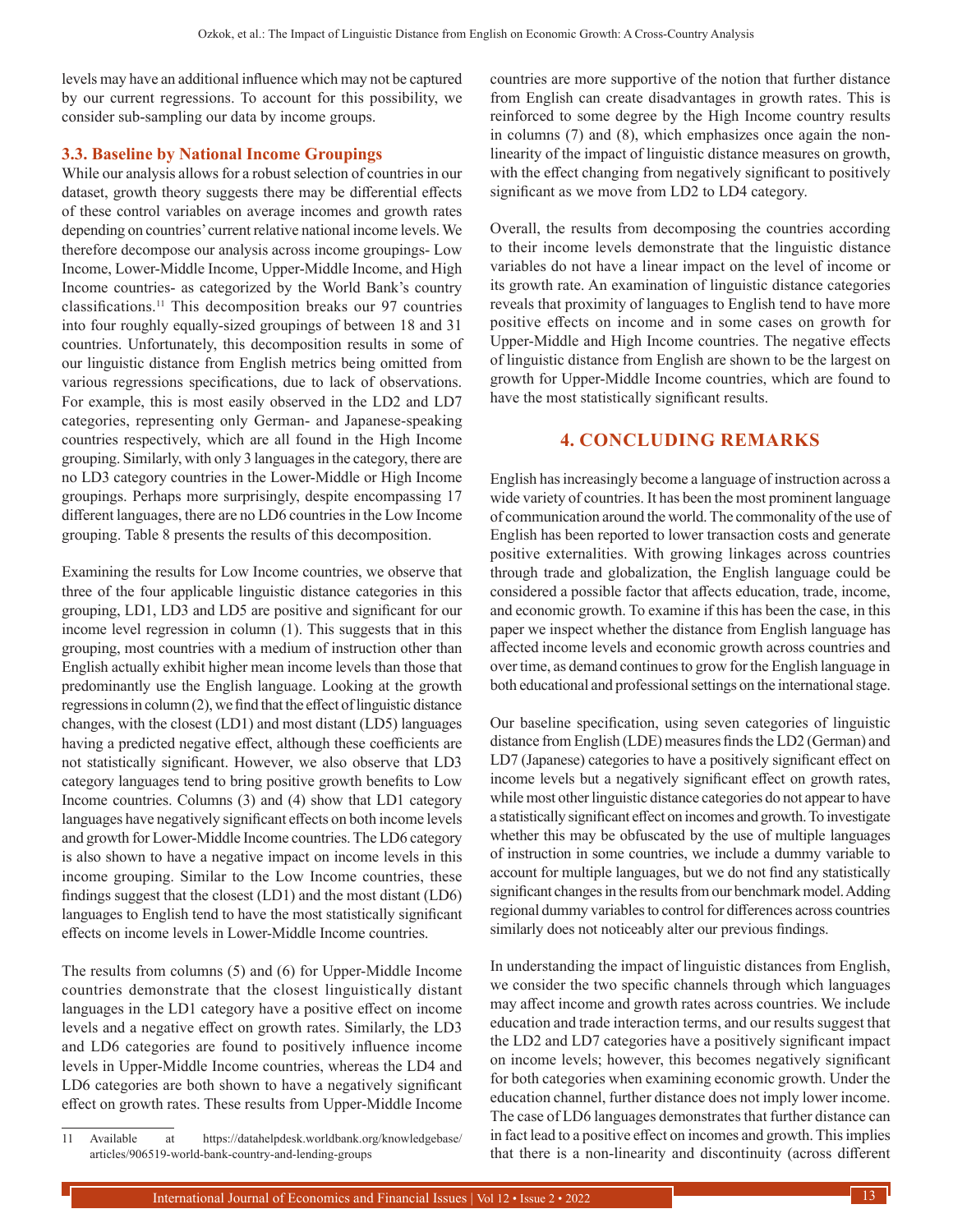levels may have an additional influence which may not be captured by our current regressions. To account for this possibility, we consider sub-sampling our data by income groups.

### 3.3. Baseline by National Income Groupings

While our analysis allows for a robust selection of countries in our dataset, growth theory suggests there may be differential effects of these control variables on average incomes and growth rates depending on countries' current relative national income levels. We therefore decompose our analysis across income groupings- Low Income, Lower-Middle Income, Upper-Middle Income, and High Income countries- as categorized by the World Bank's country classifications.[11] This decomposition breaks our 97 countries into four roughly equally-sized groupings of between 18 and 31 countries. Unfortunately, this decomposition results in some of our linguistic distance from English metrics being omitted from various regressions specifications, due to lack of observations. For example, this is most easily observed in the LD2 and LD7 categories, representing only German- and Japanese-speaking countries respectively, which are all found in the High Income grouping. Similarly, with only 3 languages in the category, there are no LD3 category countries in the Lower-Middle or High Income groupings. Perhaps more surprisingly, despite encompassing 17 different languages, there are no LD6 countries in the Low Income grouping. Table 8 presents the results of this decomposition.

Examining the results for Low Income countries, we observe that three of the four applicable linguistic distance categories in this grouping, LD1, LD3 and LD5 are positive and significant for our income level regression in column (1). This suggests that in this grouping, most countries with a medium of instruction other than English actually exhibit higher mean income levels than those that predominantly use the English language. Looking at the growth regressions in column (2), we find that the effect of linguistic distance changes, with the closest (LD1) and most distant (LD5) languages having a predicted negative effect, although these coefficients are not statistically significant. However, we also observe that LD3 category languages tend to bring positive growth benefits to Low Income countries. Columns (3) and (4) show that LD1 category languages have negatively significant effects on both income levels and growth for Lower-Middle Income countries. The LD6 category is also shown to have a negative impact on income levels in this income grouping. Similar to the Low Income countries, these findings suggest that the closest (LD1) and the most distant (LD6) languages to English tend to have the most statistically significant effects on income levels in Lower-Middle Income countries.

The results from columns (5) and (6) for Upper-Middle Income countries demonstrate that the closest linguistically distant languages in the LD1 category have a positive effect on income levels and a negative effect on growth rates. Similarly, the LD3 and LD6 categories are found to positively influence income levels in Upper-Middle Income countries, whereas the LD4 and LD6 categories are both shown to have a negatively significant effect on growth rates. These results from Upper-Middle Income countries are more supportive of the notion that further distance from English can create disadvantages in growth rates. This is reinforced to some degree by the High Income country results in columns (7) and (8), which emphasizes once again the non-linearity of the impact of linguistic distance measures on growth, with the effect changing from negatively significant to positively significant as we move from LD2 to LD4 category.

Overall, the results from decomposing the countries according to their income levels demonstrate that the linguistic distance variables do not have a linear impact on the level of income or its growth rate. An examination of linguistic distance categories reveals that proximity of languages to English tend to have more positive effects on income and in some cases on growth for Upper-Middle and High Income countries. The negative effects of linguistic distance from English are shown to be the largest on growth for Upper-Middle Income countries, which are found to have the most statistically significant results.

## 4. CONCLUDING REMARKS

English has increasingly become a language of instruction across a wide variety of countries. It has been the most prominent language of communication around the world. The commonality of the use of English has been reported to lower transaction costs and generate positive externalities. With growing linkages across countries through trade and globalization, the English language could be considered a possible factor that affects education, trade, income, and economic growth. To examine if this has been the case, in this paper we inspect whether the distance from English language has affected income levels and economic growth across countries and over time, as demand continues to grow for the English language in both educational and professional settings on the international stage.

Our baseline specification, using seven categories of linguistic distance from English (LDE) measures finds the LD2 (German) and LD7 (Japanese) categories to have a positively significant effect on income levels but a negatively significant effect on growth rates, while most other linguistic distance categories do not appear to have a statistically significant effect on incomes and growth. To investigate whether this may be obfuscated by the use of multiple languages of instruction in some countries, we include a dummy variable to account for multiple languages, but we do not find any statistically significant changes in the results from our benchmark model. Adding regional dummy variables to control for differences across countries similarly does not noticeably alter our previous findings.

In understanding the impact of linguistic distances from English, we consider the two specific channels through which languages may affect income and growth rates across countries. We include education and trade interaction terms, and our results suggest that the LD2 and LD7 categories have a positively significant impact on income levels; however, this becomes negatively significant for both categories when examining economic growth. Under the education channel, further distance does not imply lower income. The case of LD6 languages demonstrates that further distance can in fact lead to a positive effect on incomes and growth. This implies that there is a non-linearity and discontinuity (across different

---

11 Available at https://datahelpdesk.worldbank.org/knowledgebase/articles/906519-world-bank-country-and-lending-groups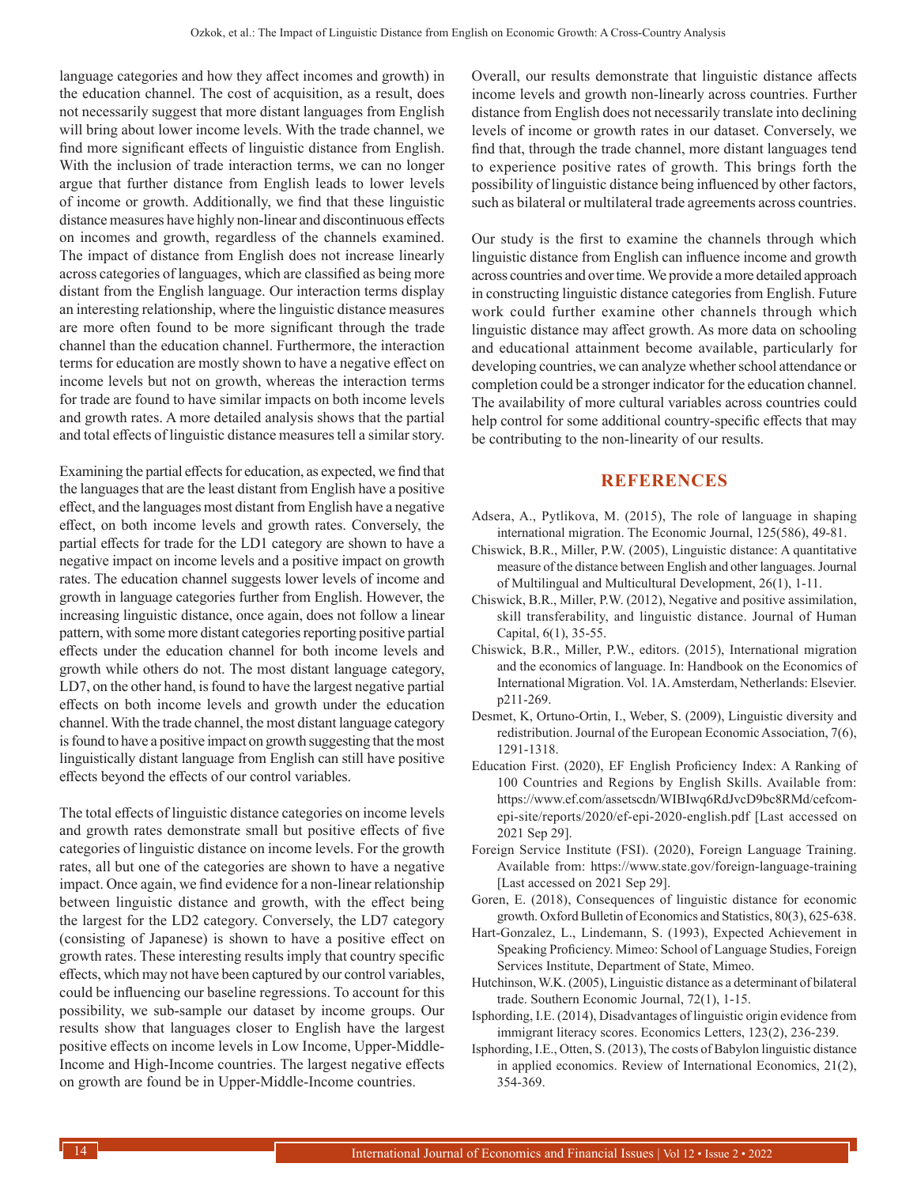language categories and how they affect incomes and growth) in the education channel. The cost of acquisition, as a result, does not necessarily suggest that more distant languages from English will bring about lower income levels. With the trade channel, we find more significant effects of linguistic distance from English. With the inclusion of trade interaction terms, we can no longer argue that further distance from English leads to lower levels of income or growth. Additionally, we find that these linguistic distance measures have highly non-linear and discontinuous effects on incomes and growth, regardless of the channels examined. The impact of distance from English does not increase linearly across categories of languages, which are classified as being more distant from the English language. Our interaction terms display an interesting relationship, where the linguistic distance measures are more often found to be more significant through the trade channel than the education channel. Furthermore, the interaction terms for education are mostly shown to have a negative effect on income levels but not on growth, whereas the interaction terms for trade are found to have similar impacts on both income levels and growth rates. A more detailed analysis shows that the partial and total effects of linguistic distance measures tell a similar story.

Examining the partial effects for education, as expected, we find that the languages that are the least distant from English have a positive effect, and the languages most distant from English have a negative effect, on both income levels and growth rates. Conversely, the partial effects for trade for the LD1 category are shown to have a negative impact on income levels and a positive impact on growth rates. The education channel suggests lower levels of income and growth in language categories further from English. However, the increasing linguistic distance, once again, does not follow a linear pattern, with some more distant categories reporting positive partial effects under the education channel for both income levels and growth while others do not. The most distant language category, LD7, on the other hand, is found to have the largest negative partial effects on both income levels and growth under the education channel. With the trade channel, the most distant language category is found to have a positive impact on growth suggesting that the most linguistically distant language from English can still have positive effects beyond the effects of our control variables.

The total effects of linguistic distance categories on income levels and growth rates demonstrate small but positive effects of five categories of linguistic distance on income levels. For the growth rates, all but one of the categories are shown to have a negative impact. Once again, we find evidence for a non-linear relationship between linguistic distance and growth, with the effect being the largest for the LD2 category. Conversely, the LD7 category (consisting of Japanese) is shown to have a positive effect on growth rates. These interesting results imply that country specific effects, which may not have been captured by our control variables, could be influencing our baseline regressions. To account for this possibility, we sub-sample our dataset by income groups. Our results show that languages closer to English have the largest positive effects on income levels in Low Income, Upper-Middle-Income and High-Income countries. The largest negative effects on growth are found be in Upper-Middle-Income countries.

Overall, our results demonstrate that linguistic distance affects income levels and growth non-linearly across countries. Further distance from English does not necessarily translate into declining levels of income or growth rates in our dataset. Conversely, we find that, through the trade channel, more distant languages tend to experience positive rates of growth. This brings forth the possibility of linguistic distance being influenced by other factors, such as bilateral or multilateral trade agreements across countries.

Our study is the first to examine the channels through which linguistic distance from English can influence income and growth across countries and over time. We provide a more detailed approach in constructing linguistic distance categories from English. Future work could further examine other channels through which linguistic distance may affect growth. As more data on schooling and educational attainment become available, particularly for developing countries, we can analyze whether school attendance or completion could be a stronger indicator for the education channel. The availability of more cultural variables across countries could help control for some additional country-specific effects that may be contributing to the non-linearity of our results.

## REFERENCES

Adsera, A., Pytlikova, M. (2015), The role of language in shaping international migration. The Economic Journal, 125(586), 49-81.

Chiswick, B.R., Miller, P.W. (2005), Linguistic distance: A quantitative measure of the distance between English and other languages. Journal of Multilingual and Multicultural Development, 26(1), 1-11.

Chiswick, B.R., Miller, P.W. (2012), Negative and positive assimilation, skill transferability, and linguistic distance. Journal of Human Capital, 6(1), 35-55.

Chiswick, B.R., Miller, P.W., editors. (2015), International migration and the economics of language. In: Handbook on the Economics of International Migration. Vol. 1A. Amsterdam, Netherlands: Elsevier. p211-269.

Desmet, K, Ortuno-Ortin, I., Weber, S. (2009), Linguistic diversity and redistribution. Journal of the European Economic Association, 7(6), 1291-1318.

Education First. (2020), EF English Proficiency Index: A Ranking of 100 Countries and Regions by English Skills. Available from: https://www.ef.com/assetscdn/WIBIwq6RdJvcD9bc8RMd/cefcom-epi-site/reports/2020/ef-epi-2020-english.pdf [Last accessed on 2021 Sep 29].

Foreign Service Institute (FSI). (2020), Foreign Language Training. Available from: https://www.state.gov/foreign-language-training [Last accessed on 2021 Sep 29].

Goren, E. (2018), Consequences of linguistic distance for economic growth. Oxford Bulletin of Economics and Statistics, 80(3), 625-638.

Hart-Gonzalez, L., Lindemann, S. (1993), Expected Achievement in Speaking Proficiency. Mimeo: School of Language Studies, Foreign Services Institute, Department of State, Mimeo.

Hutchinson, W.K. (2005), Linguistic distance as a determinant of bilateral trade. Southern Economic Journal, 72(1), 1-15.

Isphording, I.E. (2014), Disadvantages of linguistic origin evidence from immigrant literacy scores. Economics Letters, 123(2), 236-239.

Isphording, I.E., Otten, S. (2013), The costs of Babylon linguistic distance in applied economics. Review of International Economics, 21(2), 354-369.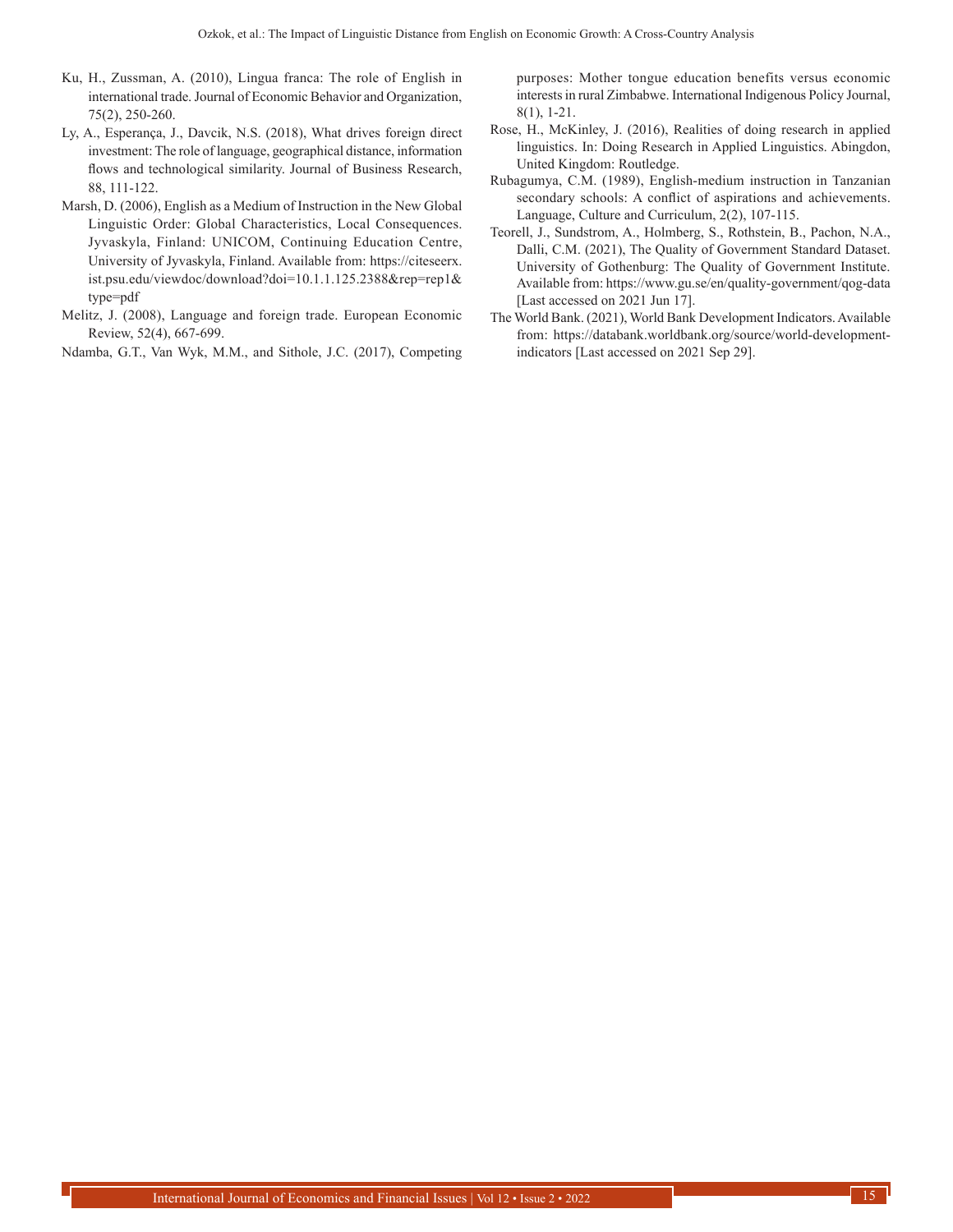Ku, H., Zussman, A. (2010), Lingua franca: The role of English in international trade. Journal of Economic Behavior and Organization, 75(2), 250-260.

Ly, A., Esperança, J., Davcik, N.S. (2018), What drives foreign direct investment: The role of language, geographical distance, information flows and technological similarity. Journal of Business Research, 88, 111-122.

Marsh, D. (2006), English as a Medium of Instruction in the New Global Linguistic Order: Global Characteristics, Local Consequences. Jyvaskyla, Finland: UNICOM, Continuing Education Centre, University of Jyvaskyla, Finland. Available from: https://citeseerx.ist.psu.edu/viewdoc/download?doi=10.1.1.125.2388&rep=rep1&type=pdf

Melitz, J. (2008), Language and foreign trade. European Economic Review, 52(4), 667-699.

Ndamba, G.T., Van Wyk, M.M., and Sithole, J.C. (2017), Competing purposes: Mother tongue education benefits versus economic interests in rural Zimbabwe. International Indigenous Policy Journal, 8(1), 1-21.

Rose, H., McKinley, J. (2016), Realities of doing research in applied linguistics. In: Doing Research in Applied Linguistics. Abingdon, United Kingdom: Routledge.

Rubagumya, C.M. (1989), English-medium instruction in Tanzanian secondary schools: A conflict of aspirations and achievements. Language, Culture and Curriculum, 2(2), 107-115.

Teorell, J., Sundstrom, A., Holmberg, S., Rothstein, B., Pachon, N.A., Dalli, C.M. (2021), The Quality of Government Standard Dataset. University of Gothenburg: The Quality of Government Institute. Available from: https://www.gu.se/en/quality-government/qog-data [Last accessed on 2021 Jun 17].

The World Bank. (2021), World Bank Development Indicators. Available from: https://databank.worldbank.org/source/world-development-indicators [Last accessed on 2021 Sep 29].